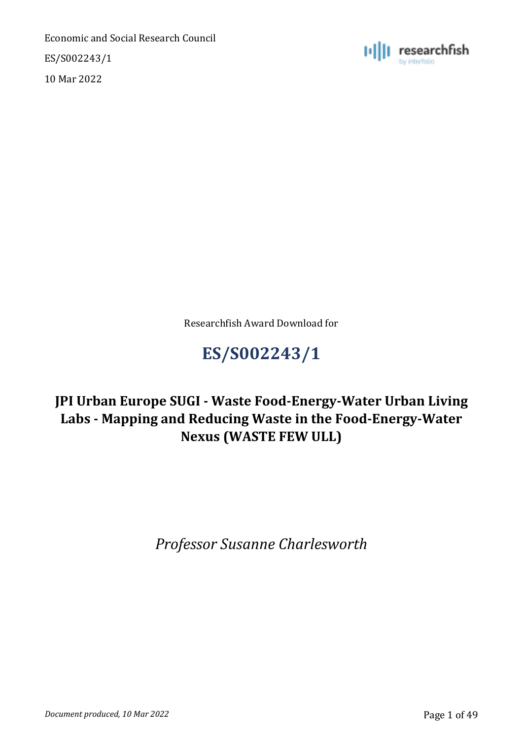Economic and Social Research Council

ES/S002243/1

10 Mar 2022

Researchfish Award Download for

# ES/S002243/1

## JPI Urban Europe SUGI - Waste Food-Energy-Water Urban Living Labs - Mapping and Reducing Waste in the Food-Energy-Water Nexus (WASTE FEW ULL)

*Professor Susanne Charlesworth*

*Document produced, 10 Mar 2022*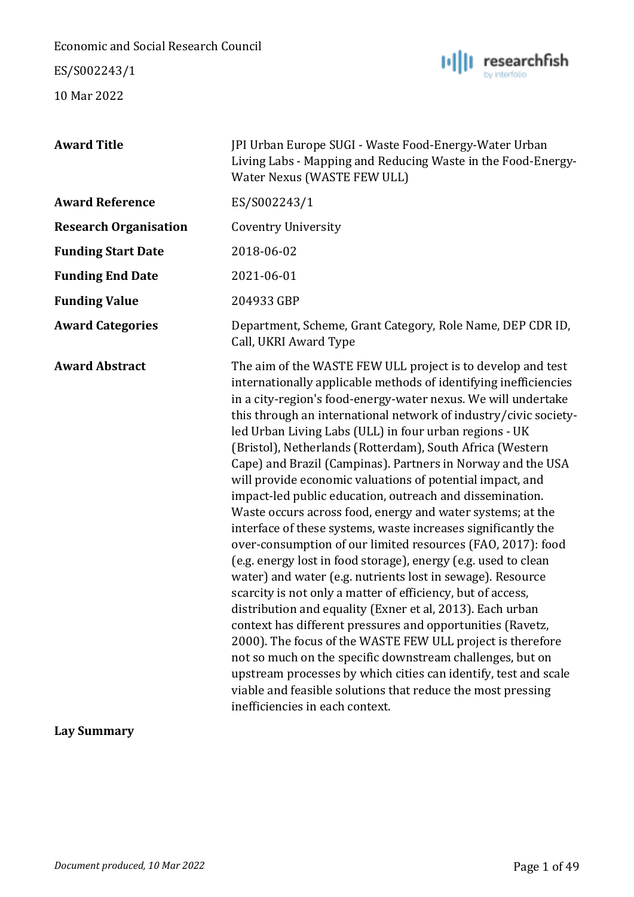Economic and Social Research Council

ES/S002243/1

10 Mar 2022

| | |
|---|---|
| **Award Title** | JPI Urban Europe SUGI - Waste Food-Energy-Water Urban Living Labs - Mapping and Reducing Waste in the Food-Energy-Water Nexus (WASTE FEW ULL) |
| **Award Reference** | ES/S002243/1 |
| **Research Organisation** | Coventry University |
| **Funding Start Date** | 2018-06-02 |
| **Funding End Date** | 2021-06-01 |
| **Funding Value** | 204933 GBP |
| **Award Categories** | Department, Scheme, Grant Category, Role Name, DEP CDR ID, Call, UKRI Award Type |
| **Award Abstract** | The aim of the WASTE FEW ULL project is to develop and test internationally applicable methods of identifying inefficiencies in a city-region's food-energy-water nexus. We will undertake this through an international network of industry/civic society-led Urban Living Labs (ULL) in four urban regions - UK (Bristol), Netherlands (Rotterdam), South Africa (Western Cape) and Brazil (Campinas). Partners in Norway and the USA will provide economic valuations of potential impact, and impact-led public education, outreach and dissemination. Waste occurs across food, energy and water systems; at the interface of these systems, waste increases significantly the over-consumption of our limited resources (FAO, 2017): food (e.g. energy lost in food storage), energy (e.g. used to clean water) and water (e.g. nutrients lost in sewage). Resource scarcity is not only a matter of efficiency, but of access, distribution and equality (Exner et al, 2013). Each urban context has different pressures and opportunities (Ravetz, 2000). The focus of the WASTE FEW ULL project is therefore not so much on the specific downstream challenges, but on upstream processes by which cities can identify, test and scale viable and feasible solutions that reduce the most pressing inefficiencies in each context. |

**Lay Summary**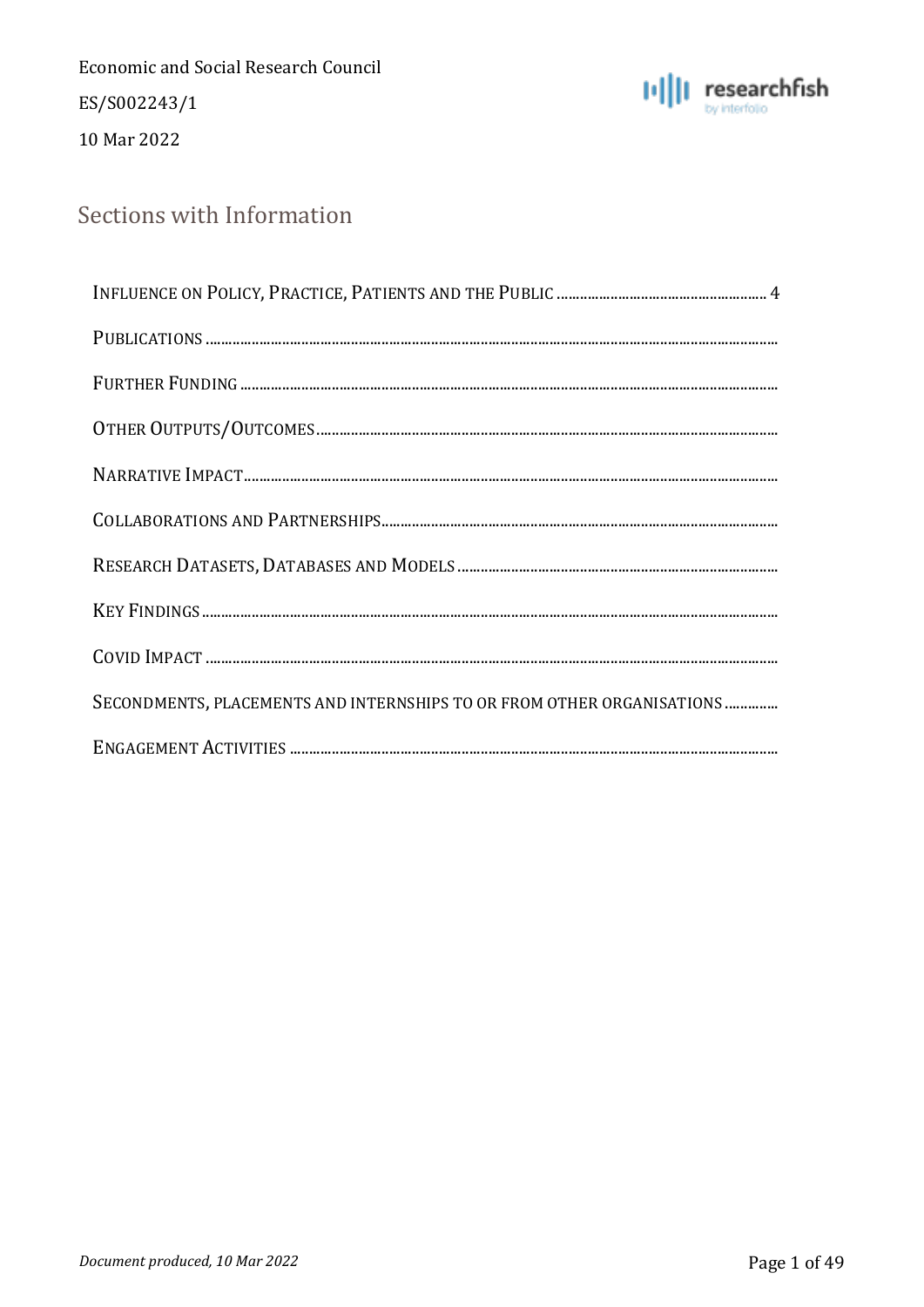Economic and Social Research Council

ES/S002243/1

10 Mar 2022

## Sections with Information

- Influence on Policy, Practice, Patients and the Public ........ 4
- Publications ........
- Further Funding ........
- Other Outputs/Outcomes ........
- Narrative Impact ........
- Collaborations and Partnerships ........
- Research Datasets, Databases and Models ........
- Key Findings ........
- Covid Impact ........
- Secondments, placements and internships to or from other organisations ........
- Engagement Activities ........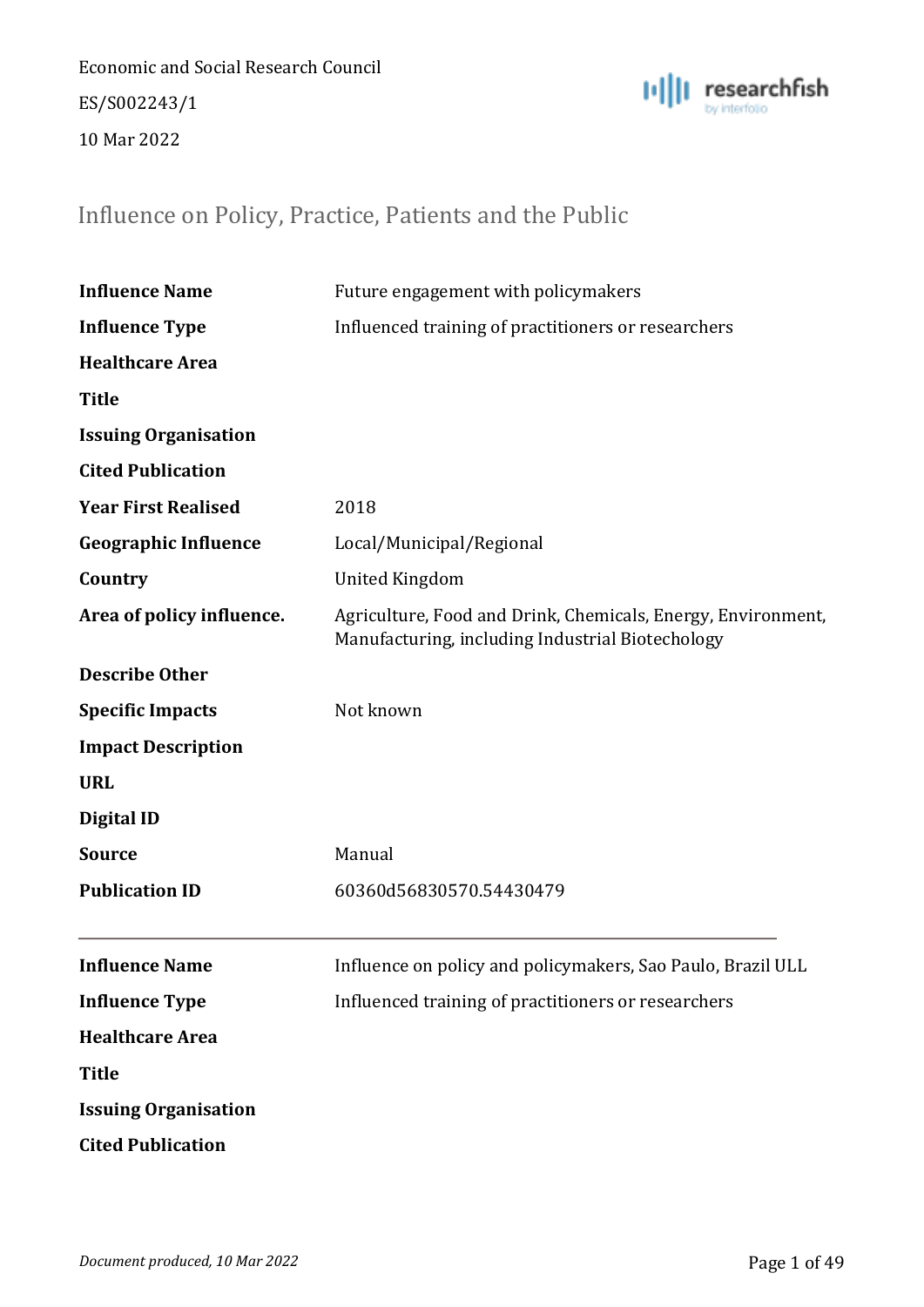Economic and Social Research Council

ES/S002243/1

10 Mar 2022

## Influence on Policy, Practice, Patients and the Public

| | |
|---|---|
| **Influence Name** | Future engagement with policymakers |
| **Influence Type** | Influenced training of practitioners or researchers |
| **Healthcare Area** | |
| **Title** | |
| **Issuing Organisation** | |
| **Cited Publication** | |
| **Year First Realised** | 2018 |
| **Geographic Influence** | Local/Municipal/Regional |
| **Country** | United Kingdom |
| **Area of policy influence.** | Agriculture, Food and Drink, Chemicals, Energy, Environment, Manufacturing, including Industrial Biotechology |
| **Describe Other** | |
| **Specific Impacts** | Not known |
| **Impact Description** | |
| **URL** | |
| **Digital ID** | |
| **Source** | Manual |
| **Publication ID** | 60360d56830570.54430479 |

---

| | |
|---|---|
| **Influence Name** | Influence on policy and policymakers, Sao Paulo, Brazil ULL |
| **Influence Type** | Influenced training of practitioners or researchers |
| **Healthcare Area** | |
| **Title** | |
| **Issuing Organisation** | |
| **Cited Publication** | |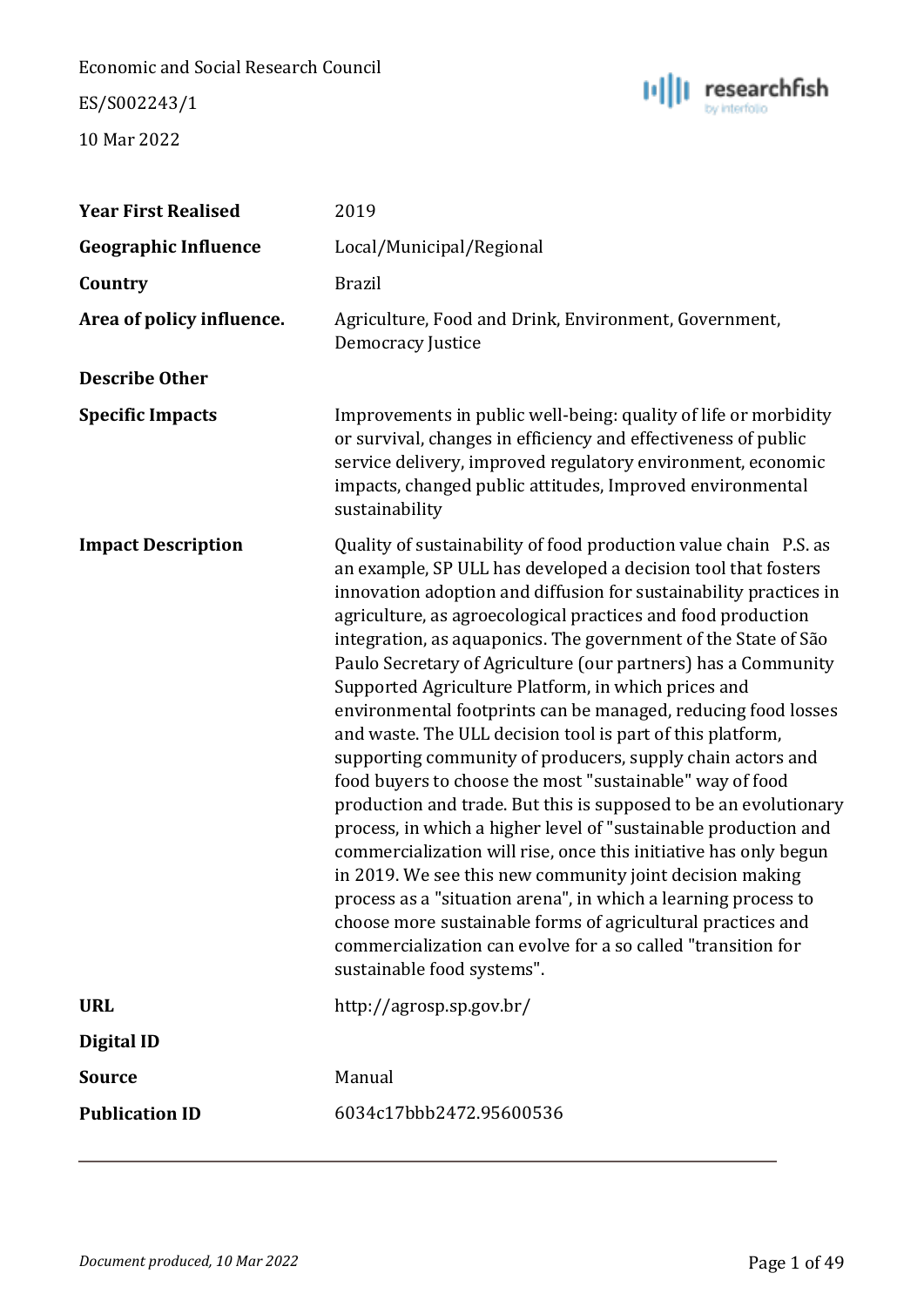| | |
|---|---|
| **Year First Realised** | 2019 |
| **Geographic Influence** | Local/Municipal/Regional |
| **Country** | Brazil |
| **Area of policy influence.** | Agriculture, Food and Drink, Environment, Government, Democracy Justice |
| **Describe Other** | |
| **Specific Impacts** | Improvements in public well-being: quality of life or morbidity or survival, changes in efficiency and effectiveness of public service delivery, improved regulatory environment, economic impacts, changed public attitudes, Improved environmental sustainability |
| **Impact Description** | Quality of sustainability of food production value chain P.S. as an example, SP ULL has developed a decision tool that fosters innovation adoption and diffusion for sustainability practices in agriculture, as agroecological practices and food production integration, as aquaponics. The government of the State of São Paulo Secretary of Agriculture (our partners) has a Community Supported Agriculture Platform, in which prices and environmental footprints can be managed, reducing food losses and waste. The ULL decision tool is part of this platform, supporting community of producers, supply chain actors and food buyers to choose the most "sustainable" way of food production and trade. But this is supposed to be an evolutionary process, in which a higher level of "sustainable production and commercialization will rise, once this initiative has only begun in 2019. We see this new community joint decision making process as a "situation arena", in which a learning process to choose more sustainable forms of agricultural practices and commercialization can evolve for a so called "transition for sustainable food systems". |
| **URL** | http://agrosp.sp.gov.br/ |
| **Digital ID** | |
| **Source** | Manual |
| **Publication ID** | 6034c17bbb2472.95600536 |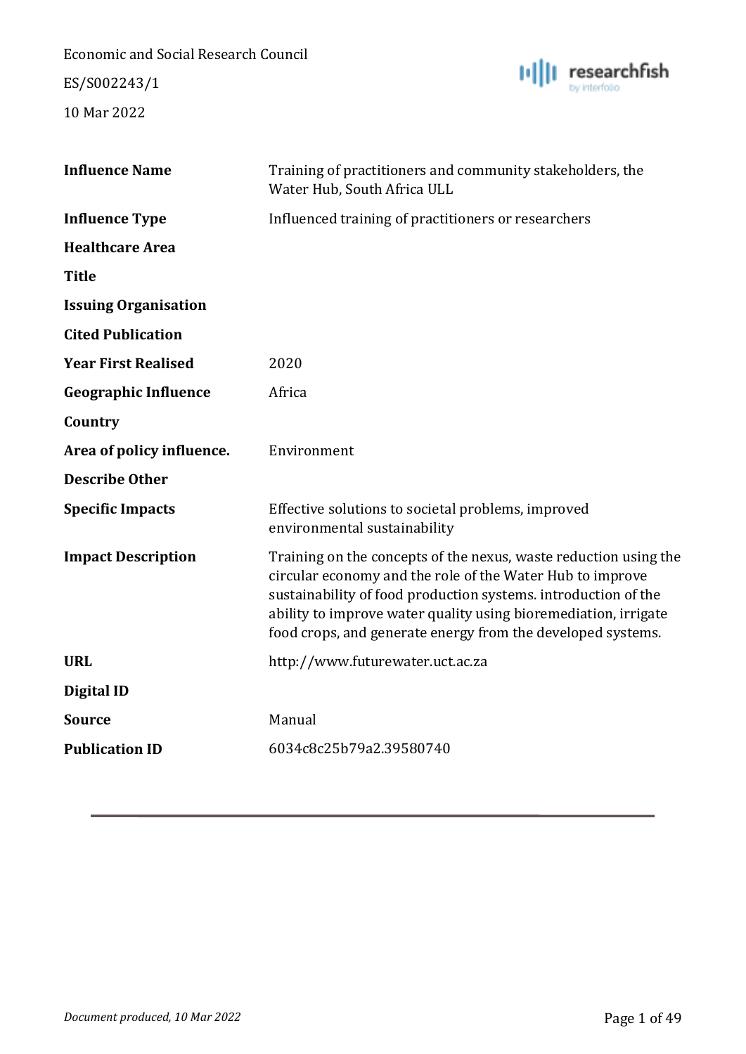Economic and Social Research Council

ES/S002243/1

10 Mar 2022

| | |
|---|---|
| **Influence Name** | Training of practitioners and community stakeholders, the Water Hub, South Africa ULL |
| **Influence Type** | Influenced training of practitioners or researchers |
| **Healthcare Area** | |
| **Title** | |
| **Issuing Organisation** | |
| **Cited Publication** | |
| **Year First Realised** | 2020 |
| **Geographic Influence** | Africa |
| **Country** | |
| **Area of policy influence.** | Environment |
| **Describe Other** | |
| **Specific Impacts** | Effective solutions to societal problems, improved environmental sustainability |
| **Impact Description** | Training on the concepts of the nexus, waste reduction using the circular economy and the role of the Water Hub to improve sustainability of food production systems. introduction of the ability to improve water quality using bioremediation, irrigate food crops, and generate energy from the developed systems. |
| **URL** | http://www.futurewater.uct.ac.za |
| **Digital ID** | |
| **Source** | Manual |
| **Publication ID** | 6034c8c25b79a2.39580740 |

*Document produced, 10 Mar 2022*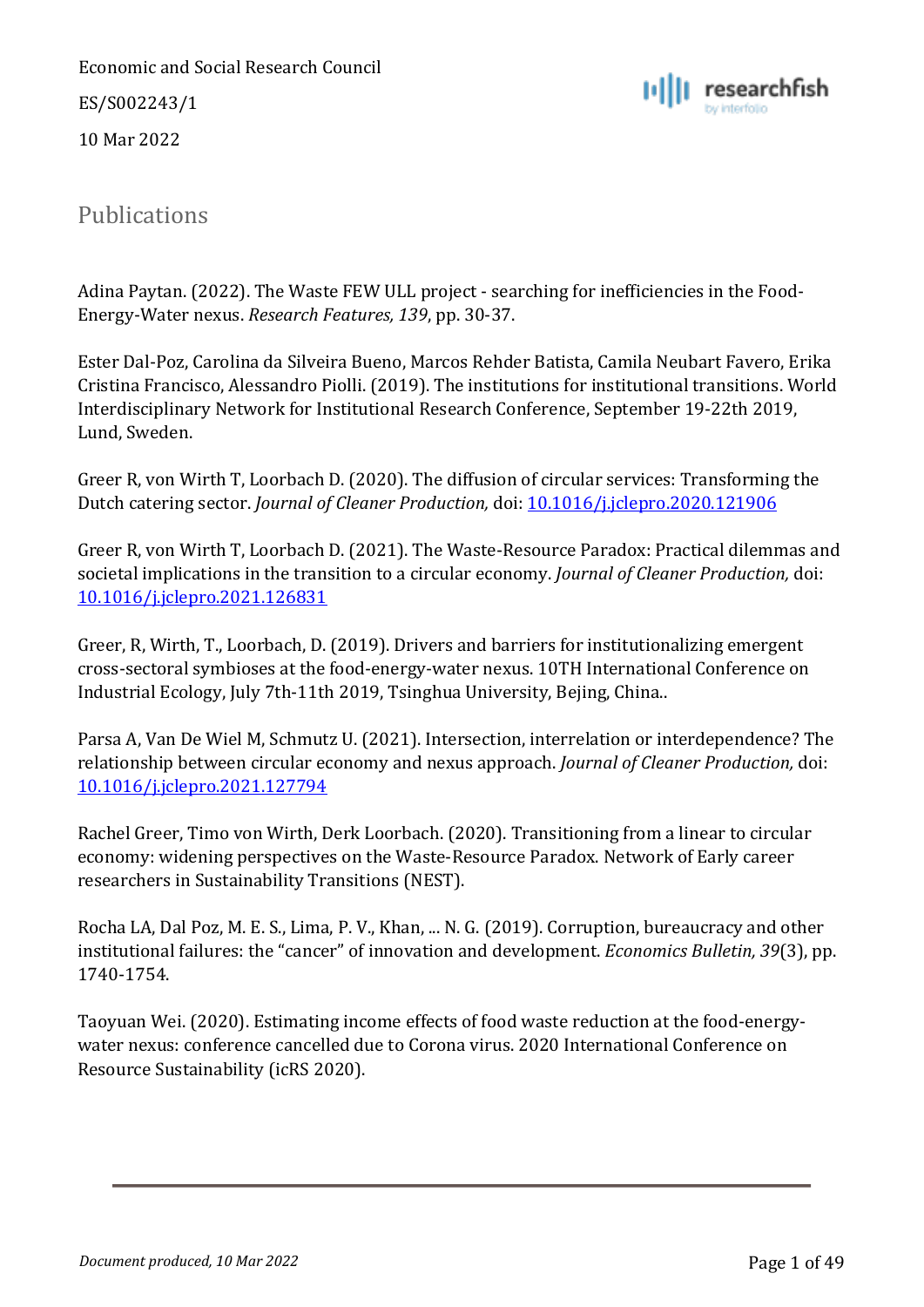Economic and Social Research Council

ES/S002243/1

10 Mar 2022

## Publications

Adina Paytan. (2022). The Waste FEW ULL project - searching for inefficiencies in the Food-Energy-Water nexus. *Research Features, 139*, pp. 30-37.

Ester Dal-Poz, Carolina da Silveira Bueno, Marcos Rehder Batista, Camila Neubart Favero, Erika Cristina Francisco, Alessandro Piolli. (2019). The institutions for institutional transitions. World Interdisciplinary Network for Institutional Research Conference, September 19-22th 2019, Lund, Sweden.

Greer R, von Wirth T, Loorbach D. (2020). The diffusion of circular services: Transforming the Dutch catering sector. *Journal of Cleaner Production,* doi: 10.1016/j.jclepro.2020.121906

Greer R, von Wirth T, Loorbach D. (2021). The Waste-Resource Paradox: Practical dilemmas and societal implications in the transition to a circular economy. *Journal of Cleaner Production,* doi: 10.1016/j.jclepro.2021.126831

Greer, R, Wirth, T., Loorbach, D. (2019). Drivers and barriers for institutionalizing emergent cross-sectoral symbioses at the food-energy-water nexus. 10TH International Conference on Industrial Ecology, July 7th-11th 2019, Tsinghua University, Bejing, China..

Parsa A, Van De Wiel M, Schmutz U. (2021). Intersection, interrelation or interdependence? The relationship between circular economy and nexus approach. *Journal of Cleaner Production,* doi: 10.1016/j.jclepro.2021.127794

Rachel Greer, Timo von Wirth, Derk Loorbach. (2020). Transitioning from a linear to circular economy: widening perspectives on the Waste-Resource Paradox. Network of Early career researchers in Sustainability Transitions (NEST).

Rocha LA, Dal Poz, M. E. S., Lima, P. V., Khan, ... N. G. (2019). Corruption, bureaucracy and other institutional failures: the "cancer" of innovation and development. *Economics Bulletin, 39*(3), pp. 1740-1754.

Taoyuan Wei. (2020). Estimating income effects of food waste reduction at the food-energy-water nexus: conference cancelled due to Corona virus. 2020 International Conference on Resource Sustainability (icRS 2020).

*Document produced, 10 Mar 2022*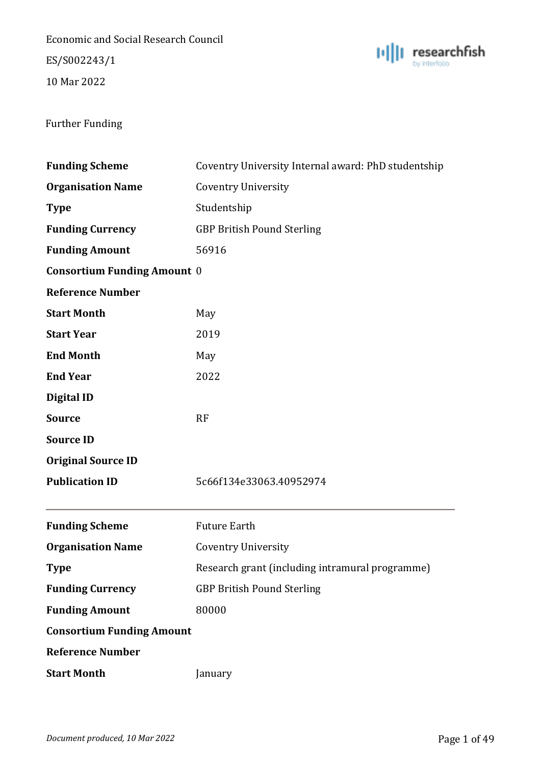Economic and Social Research Council

ES/S002243/1

10 Mar 2022

Further Funding

| | |
|---|---|
| **Funding Scheme** | Coventry University Internal award: PhD studentship |
| **Organisation Name** | Coventry University |
| **Type** | Studentship |
| **Funding Currency** | GBP British Pound Sterling |
| **Funding Amount** | 56916 |
| **Consortium Funding Amount** | 0 |
| **Reference Number** | |
| **Start Month** | May |
| **Start Year** | 2019 |
| **End Month** | May |
| **End Year** | 2022 |
| **Digital ID** | |
| **Source** | RF |
| **Source ID** | |
| **Original Source ID** | |
| **Publication ID** | 5c66f134e33063.40952974 |

---

| | |
|---|---|
| **Funding Scheme** | Future Earth |
| **Organisation Name** | Coventry University |
| **Type** | Research grant (including intramural programme) |
| **Funding Currency** | GBP British Pound Sterling |
| **Funding Amount** | 80000 |
| **Consortium Funding Amount** | |
| **Reference Number** | |
| **Start Month** | January |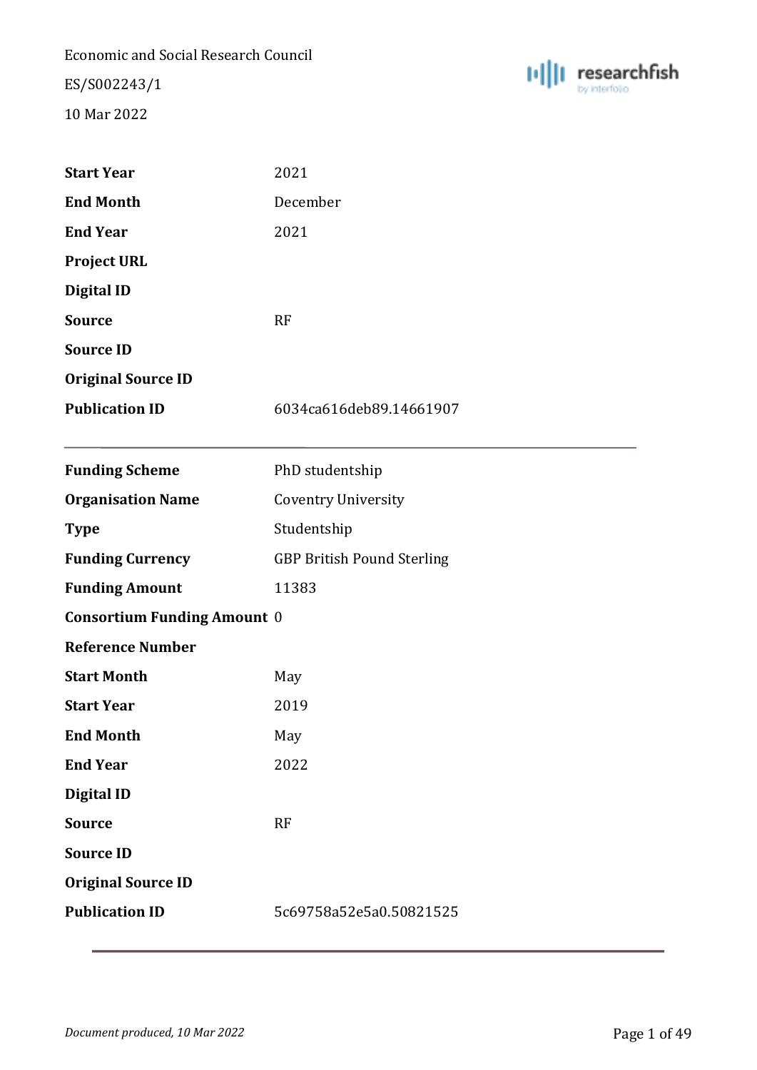| | |
|---|---|
| **Start Year** | 2021 |
| **End Month** | December |
| **End Year** | 2021 |
| **Project URL** | |
| **Digital ID** | |
| **Source** | RF |
| **Source ID** | |
| **Original Source ID** | |
| **Publication ID** | 6034ca616deb89.14661907 |

---

| | |
|---|---|
| **Funding Scheme** | PhD studentship |
| **Organisation Name** | Coventry University |
| **Type** | Studentship |
| **Funding Currency** | GBP British Pound Sterling |
| **Funding Amount** | 11383 |
| **Consortium Funding Amount** | 0 |
| **Reference Number** | |
| **Start Month** | May |
| **Start Year** | 2019 |
| **End Month** | May |
| **End Year** | 2022 |
| **Digital ID** | |
| **Source** | RF |
| **Source ID** | |
| **Original Source ID** | |
| **Publication ID** | 5c69758a52e5a0.50821525 |

---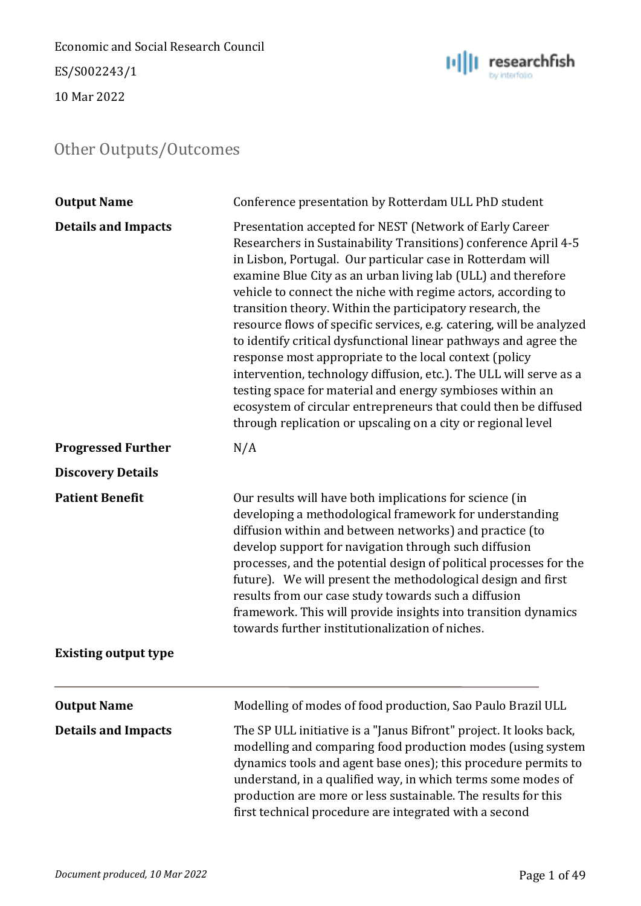Economic and Social Research Council

ES/S002243/1

10 Mar 2022

## Other Outputs/Outcomes

| | |
|---|---|
| **Output Name** | Conference presentation by Rotterdam ULL PhD student |
| **Details and Impacts** | Presentation accepted for NEST (Network of Early Career Researchers in Sustainability Transitions) conference April 4-5 in Lisbon, Portugal. Our particular case in Rotterdam will examine Blue City as an urban living lab (ULL) and therefore vehicle to connect the niche with regime actors, according to transition theory. Within the participatory research, the resource flows of specific services, e.g. catering, will be analyzed to identify critical dysfunctional linear pathways and agree the response most appropriate to the local context (policy intervention, technology diffusion, etc.). The ULL will serve as a testing space for material and energy symbioses within an ecosystem of circular entrepreneurs that could then be diffused through replication or upscaling on a city or regional level |
| **Progressed Further** | N/A |
| **Discovery Details** | |
| **Patient Benefit** | Our results will have both implications for science (in developing a methodological framework for understanding diffusion within and between networks) and practice (to develop support for navigation through such diffusion processes, and the potential design of political processes for the future). We will present the methodological design and first results from our case study towards such a diffusion framework. This will provide insights into transition dynamics towards further institutionalization of niches. |
| **Existing output type** | |

---

| | |
|---|---|
| **Output Name** | Modelling of modes of food production, Sao Paulo Brazil ULL |
| **Details and Impacts** | The SP ULL initiative is a "Janus Bifront" project. It looks back, modelling and comparing food production modes (using system dynamics tools and agent base ones); this procedure permits to understand, in a qualified way, in which terms some modes of production are more or less sustainable. The results for this first technical procedure are integrated with a second |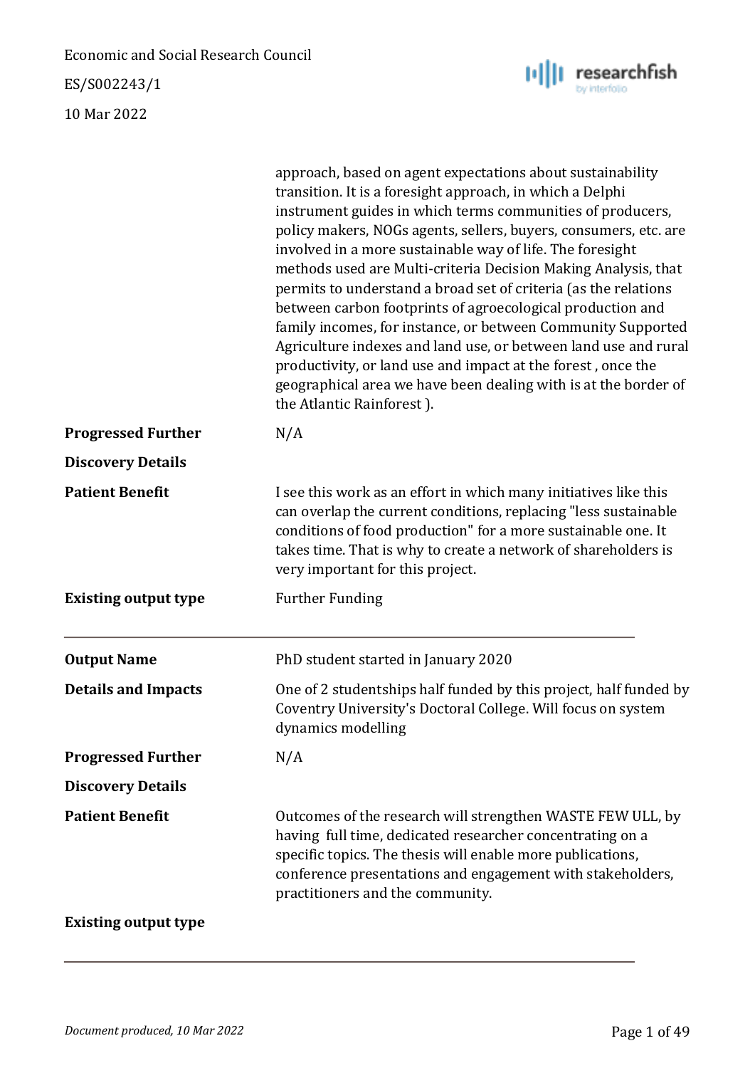approach, based on agent expectations about sustainability transition. It is a foresight approach, in which a Delphi instrument guides in which terms communities of producers, policy makers, NOGs agents, sellers, buyers, consumers, etc. are involved in a more sustainable way of life. The foresight methods used are Multi-criteria Decision Making Analysis, that permits to understand a broad set of criteria (as the relations between carbon footprints of agroecological production and family incomes, for instance, or between Community Supported Agriculture indexes and land use, or between land use and rural productivity, or land use and impact at the forest , once the geographical area we have been dealing with is at the border of the Atlantic Rainforest ).

| | |
|---|---|
| **Progressed Further** | N/A |
| **Discovery Details** | |
| **Patient Benefit** | I see this work as an effort in which many initiatives like this can overlap the current conditions, replacing "less sustainable conditions of food production" for a more sustainable one. It takes time. That is why to create a network of shareholders is very important for this project. |
| **Existing output type** | Further Funding |

---

| | |
|---|---|
| **Output Name** | PhD student started in January 2020 |
| **Details and Impacts** | One of 2 studentships half funded by this project, half funded by Coventry University's Doctoral College. Will focus on system dynamics modelling |
| **Progressed Further** | N/A |
| **Discovery Details** | |
| **Patient Benefit** | Outcomes of the research will strengthen WASTE FEW ULL, by having full time, dedicated researcher concentrating on a specific topics. The thesis will enable more publications, conference presentations and engagement with stakeholders, practitioners and the community. |
| **Existing output type** | |

---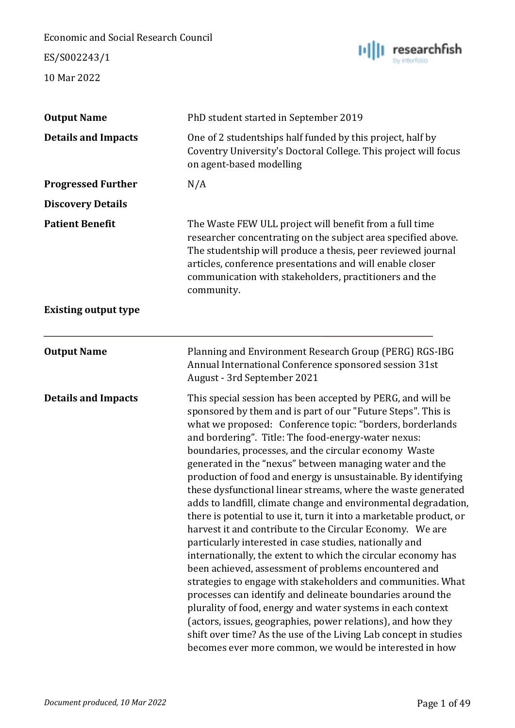Economic and Social Research Council

ES/S002243/1

10 Mar 2022

| | |
|---|---|
| **Output Name** | PhD student started in September 2019 |
| **Details and Impacts** | One of 2 studentships half funded by this project, half by Coventry University's Doctoral College. This project will focus on agent-based modelling |
| **Progressed Further** | N/A |
| **Discovery Details** | |
| **Patient Benefit** | The Waste FEW ULL project will benefit from a full time researcher concentrating on the subject area specified above. The studentship will produce a thesis, peer reviewed journal articles, conference presentations and will enable closer communication with stakeholders, practitioners and the community. |
| **Existing output type** | |

---

| | |
|---|---|
| **Output Name** | Planning and Environment Research Group (PERG) RGS-IBG Annual International Conference sponsored session 31st August - 3rd September 2021 |
| **Details and Impacts** | This special session has been accepted by PERG, and will be sponsored by them and is part of our "Future Steps". This is what we proposed: Conference topic: "borders, borderlands and bordering". Title: The food-energy-water nexus: boundaries, processes, and the circular economy Waste generated in the "nexus" between managing water and the production of food and energy is unsustainable. By identifying these dysfunctional linear streams, where the waste generated adds to landfill, climate change and environmental degradation, there is potential to use it, turn it into a marketable product, or harvest it and contribute to the Circular Economy. We are particularly interested in case studies, nationally and internationally, the extent to which the circular economy has been achieved, assessment of problems encountered and strategies to engage with stakeholders and communities. What processes can identify and delineate boundaries around the plurality of food, energy and water systems in each context (actors, issues, geographies, power relations), and how they shift over time? As the use of the Living Lab concept in studies becomes ever more common, we would be interested in how |

*Document produced, 10 Mar 2022*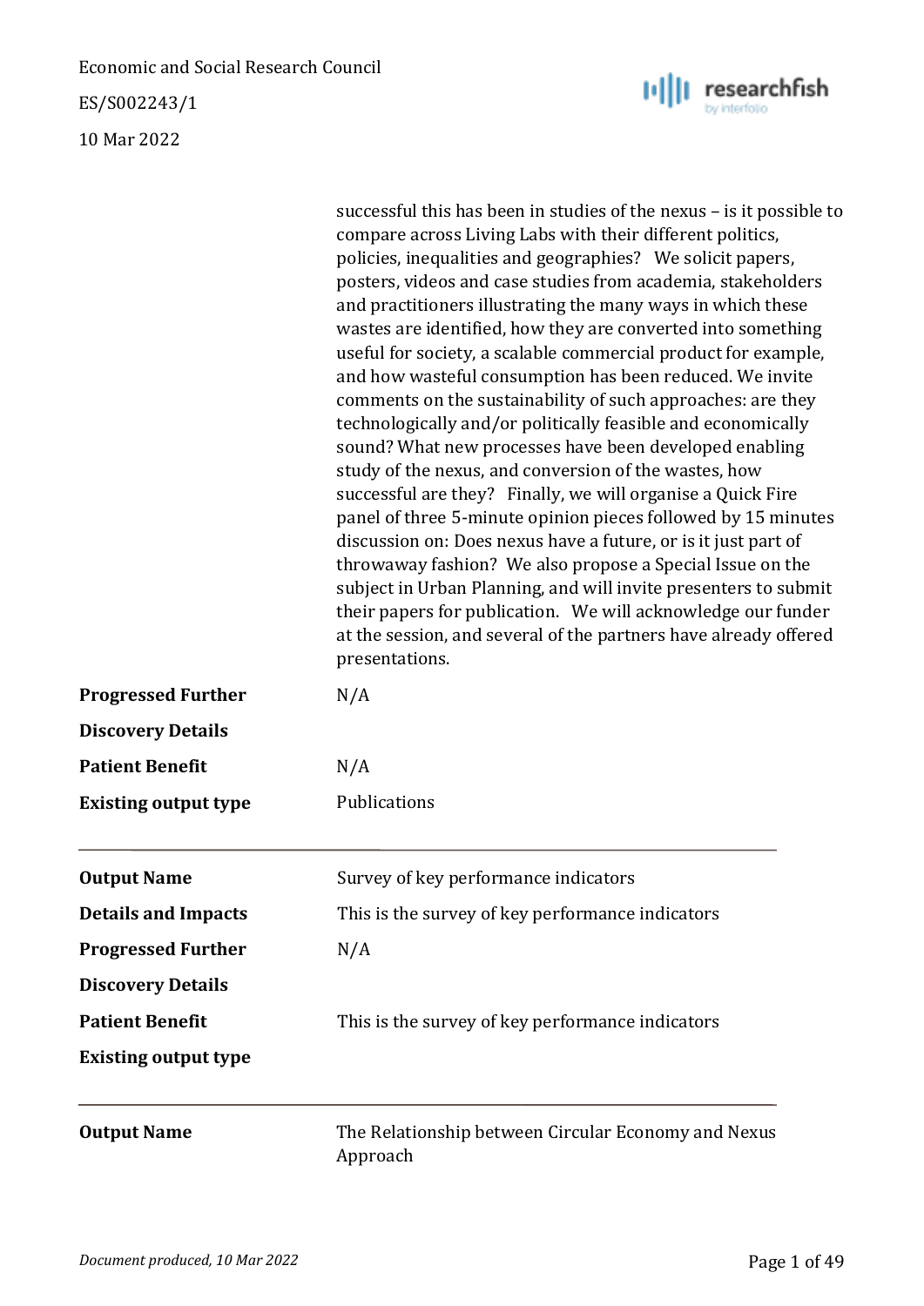successful this has been in studies of the nexus – is it possible to compare across Living Labs with their different politics, policies, inequalities and geographies? We solicit papers, posters, videos and case studies from academia, stakeholders and practitioners illustrating the many ways in which these wastes are identified, how they are converted into something useful for society, a scalable commercial product for example, and how wasteful consumption has been reduced. We invite comments on the sustainability of such approaches: are they technologically and/or politically feasible and economically sound? What new processes have been developed enabling study of the nexus, and conversion of the wastes, how successful are they? Finally, we will organise a Quick Fire panel of three 5-minute opinion pieces followed by 15 minutes discussion on: Does nexus have a future, or is it just part of throwaway fashion? We also propose a Special Issue on the subject in Urban Planning, and will invite presenters to submit their papers for publication. We will acknowledge our funder at the session, and several of the partners have already offered presentations.

| | |
|---|---|
| **Progressed Further** | N/A |
| **Discovery Details** | |
| **Patient Benefit** | N/A |
| **Existing output type** | Publications |

---

| | |
|---|---|
| **Output Name** | Survey of key performance indicators |
| **Details and Impacts** | This is the survey of key performance indicators |
| **Progressed Further** | N/A |
| **Discovery Details** | |
| **Patient Benefit** | This is the survey of key performance indicators |
| **Existing output type** | |

---

| | |
|---|---|
| **Output Name** | The Relationship between Circular Economy and Nexus Approach |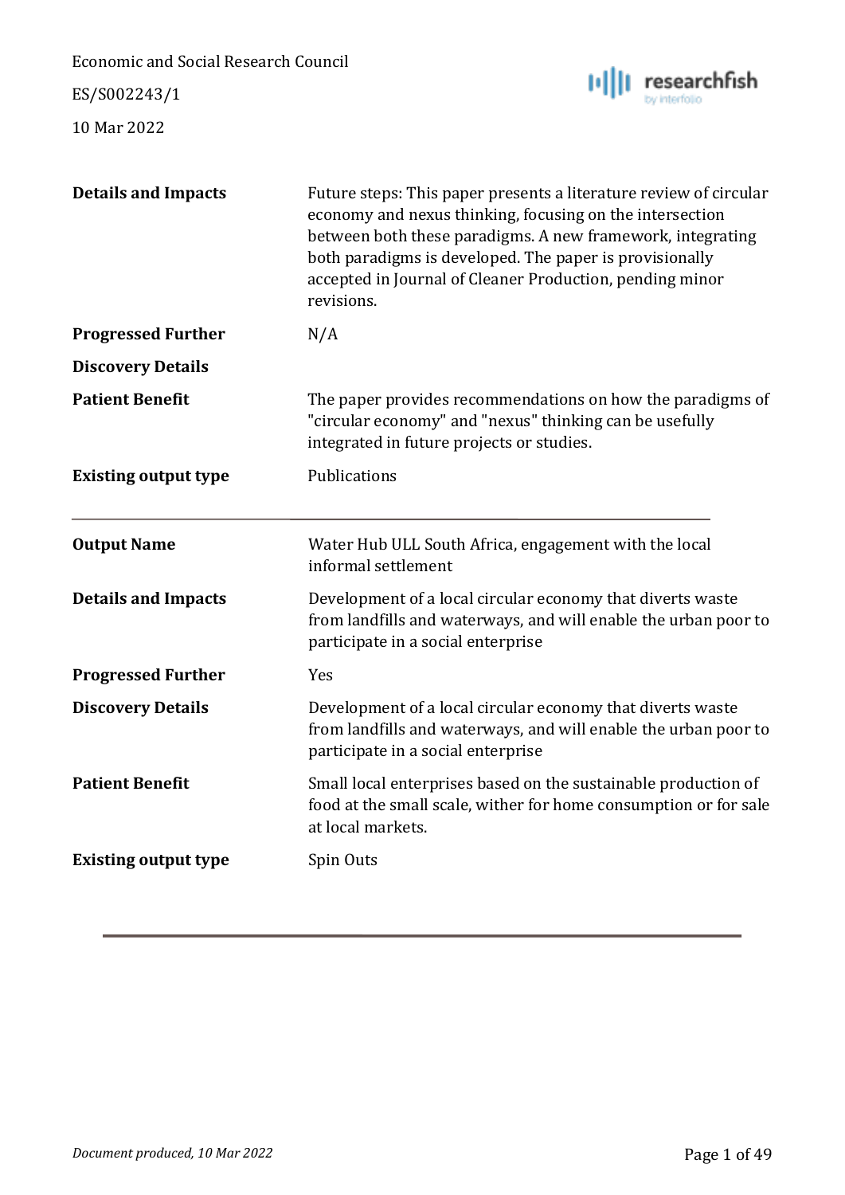| | |
|---|---|
| **Details and Impacts** | Future steps: This paper presents a literature review of circular economy and nexus thinking, focusing on the intersection between both these paradigms. A new framework, integrating both paradigms is developed. The paper is provisionally accepted in Journal of Cleaner Production, pending minor revisions. |
| **Progressed Further** | N/A |
| **Discovery Details** | |
| **Patient Benefit** | The paper provides recommendations on how the paradigms of "circular economy" and "nexus" thinking can be usefully integrated in future projects or studies. |
| **Existing output type** | Publications |

---

| | |
|---|---|
| **Output Name** | Water Hub ULL South Africa, engagement with the local informal settlement |
| **Details and Impacts** | Development of a local circular economy that diverts waste from landfills and waterways, and will enable the urban poor to participate in a social enterprise |
| **Progressed Further** | Yes |
| **Discovery Details** | Development of a local circular economy that diverts waste from landfills and waterways, and will enable the urban poor to participate in a social enterprise |
| **Patient Benefit** | Small local enterprises based on the sustainable production of food at the small scale, wither for home consumption or for sale at local markets. |
| **Existing output type** | Spin Outs |

---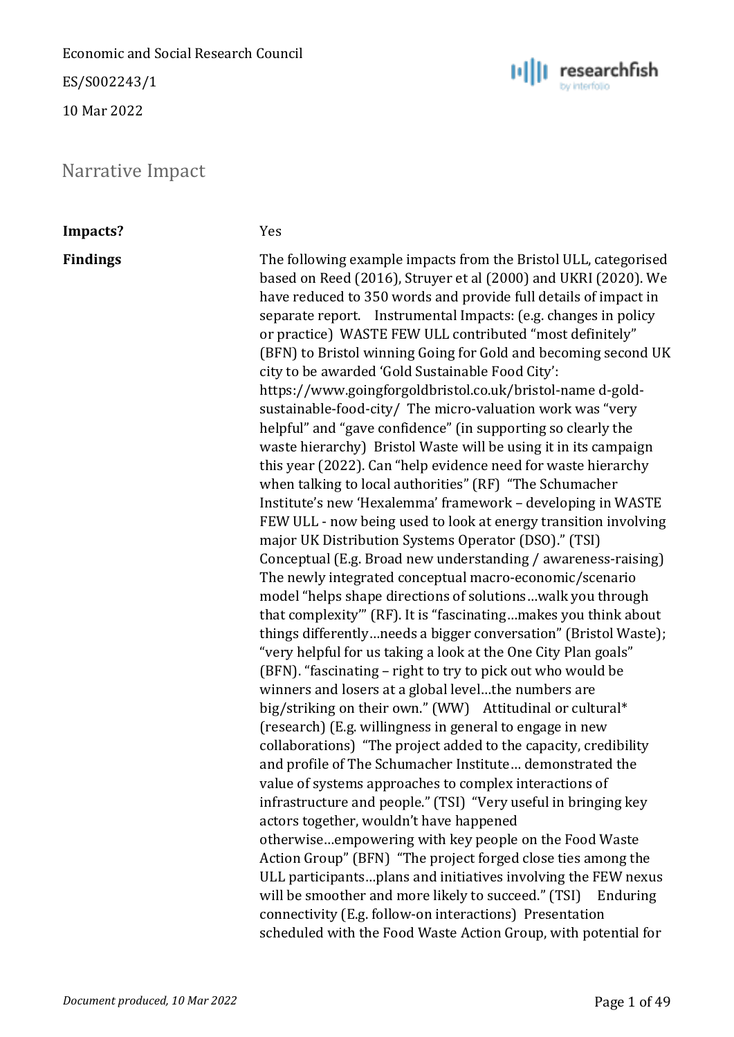Economic and Social Research Council

ES/S002243/1

10 Mar 2022

## Narrative Impact

| | |
|---|---|
| **Impacts?** | Yes |
| **Findings** | The following example impacts from the Bristol ULL, categorised based on Reed (2016), Struyer et al (2000) and UKRI (2020). We have reduced to 350 words and provide full details of impact in separate report. Instrumental Impacts: (e.g. changes in policy or practice) WASTE FEW ULL contributed "most definitely" (BFN) to Bristol winning Going for Gold and becoming second UK city to be awarded 'Gold Sustainable Food City': https://www.goingforgoldbristol.co.uk/bristol-name d-gold-sustainable-food-city/ The micro-valuation work was "very helpful" and "gave confidence" (in supporting so clearly the waste hierarchy) Bristol Waste will be using it in its campaign this year (2022). Can "help evidence need for waste hierarchy when talking to local authorities" (RF) "The Schumacher Institute's new 'Hexalemma' framework – developing in WASTE FEW ULL - now being used to look at energy transition involving major UK Distribution Systems Operator (DSO)." (TSI) Conceptual (E.g. Broad new understanding / awareness-raising) The newly integrated conceptual macro-economic/scenario model "helps shape directions of solutions…walk you through that complexity'" (RF). It is "fascinating…makes you think about things differently…needs a bigger conversation" (Bristol Waste); "very helpful for us taking a look at the One City Plan goals" (BFN). "fascinating – right to try to pick out who would be winners and losers at a global level…the numbers are big/striking on their own." (WW) Attitudinal or cultural* (research) (E.g. willingness in general to engage in new collaborations) "The project added to the capacity, credibility and profile of The Schumacher Institute… demonstrated the value of systems approaches to complex interactions of infrastructure and people." (TSI) "Very useful in bringing key actors together, wouldn't have happened otherwise…empowering with key people on the Food Waste Action Group" (BFN) "The project forged close ties among the ULL participants…plans and initiatives involving the FEW nexus will be smoother and more likely to succeed." (TSI) Enduring connectivity (E.g. follow-on interactions) Presentation scheduled with the Food Waste Action Group, with potential for |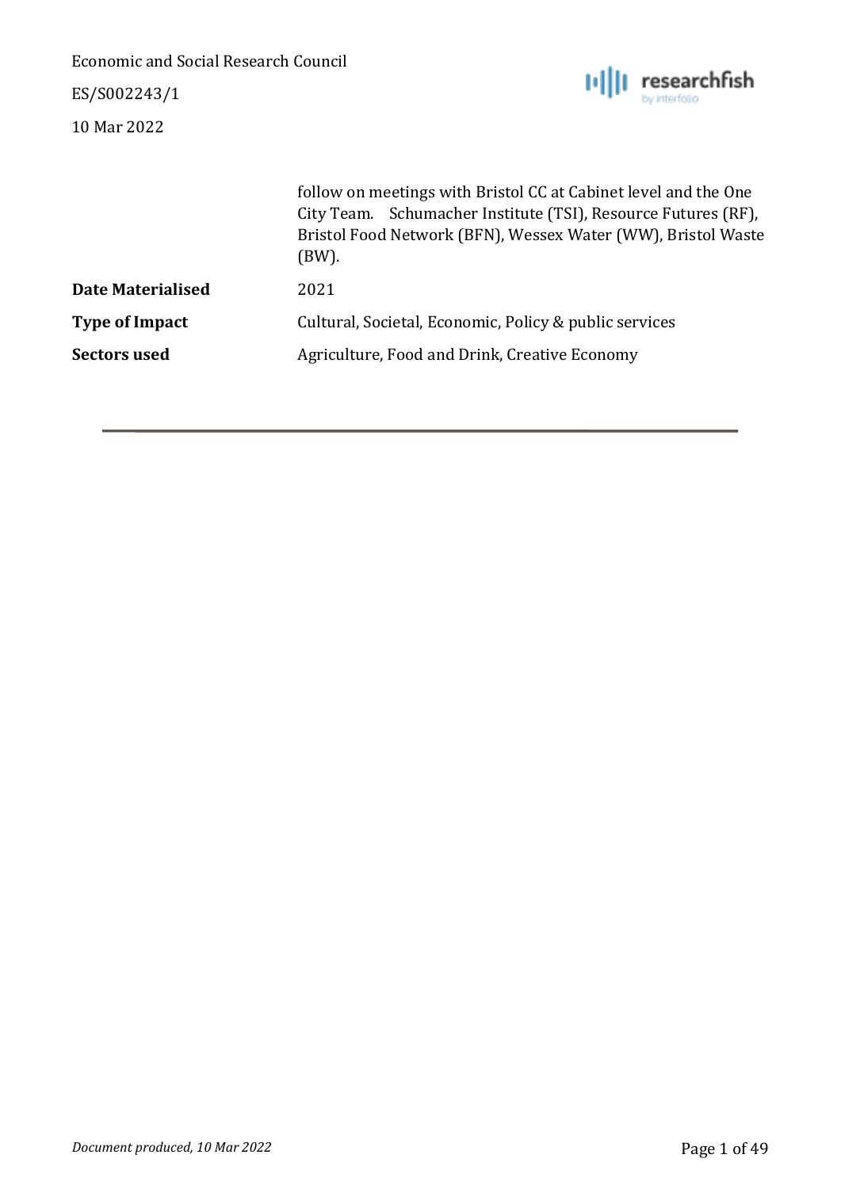| | |
|---|---|
| | follow on meetings with Bristol CC at Cabinet level and the One City Team. Schumacher Institute (TSI), Resource Futures (RF), Bristol Food Network (BFN), Wessex Water (WW), Bristol Waste (BW). |
| **Date Materialised** | 2021 |
| **Type of Impact** | Cultural, Societal, Economic, Policy & public services |
| **Sectors used** | Agriculture, Food and Drink, Creative Economy |

---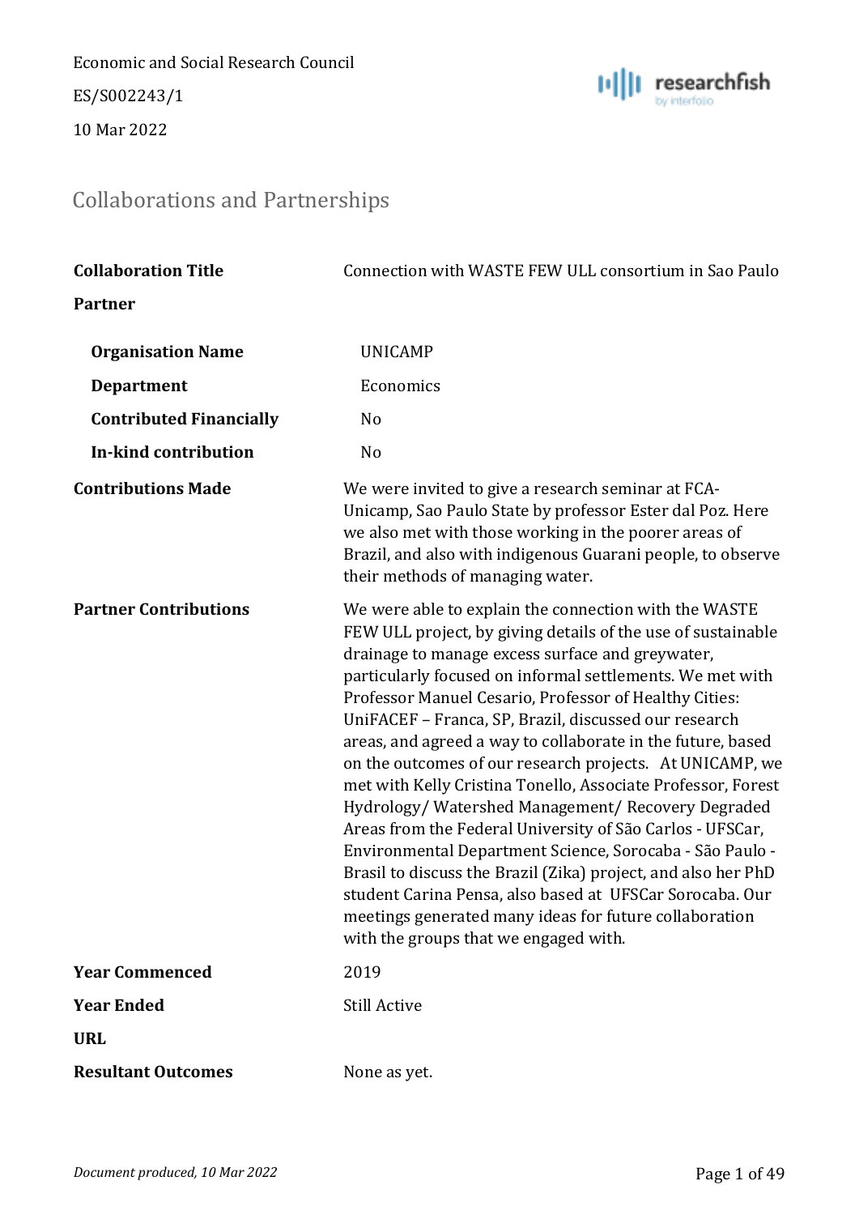Economic and Social Research Council

ES/S002243/1

10 Mar 2022

## Collaborations and Partnerships

| | |
|---|---|
| **Collaboration Title** | Connection with WASTE FEW ULL consortium in Sao Paulo |
| **Partner** | |
| **Organisation Name** | UNICAMP |
| **Department** | Economics |
| **Contributed Financially** | No |
| **In-kind contribution** | No |
| **Contributions Made** | We were invited to give a research seminar at FCA-Unicamp, Sao Paulo State by professor Ester dal Poz. Here we also met with those working in the poorer areas of Brazil, and also with indigenous Guarani people, to observe their methods of managing water. |
| **Partner Contributions** | We were able to explain the connection with the WASTE FEW ULL project, by giving details of the use of sustainable drainage to manage excess surface and greywater, particularly focused on informal settlements. We met with Professor Manuel Cesario, Professor of Healthy Cities: UniFACEF – Franca, SP, Brazil, discussed our research areas, and agreed a way to collaborate in the future, based on the outcomes of our research projects. At UNICAMP, we met with Kelly Cristina Tonello, Associate Professor, Forest Hydrology/ Watershed Management/ Recovery Degraded Areas from the Federal University of São Carlos - UFSCar, Environmental Department Science, Sorocaba - São Paulo - Brasil to discuss the Brazil (Zika) project, and also her PhD student Carina Pensa, also based at UFSCar Sorocaba. Our meetings generated many ideas for future collaboration with the groups that we engaged with. |
| **Year Commenced** | 2019 |
| **Year Ended** | Still Active |
| **URL** | |
| **Resultant Outcomes** | None as yet. |

*Document produced, 10 Mar 2022*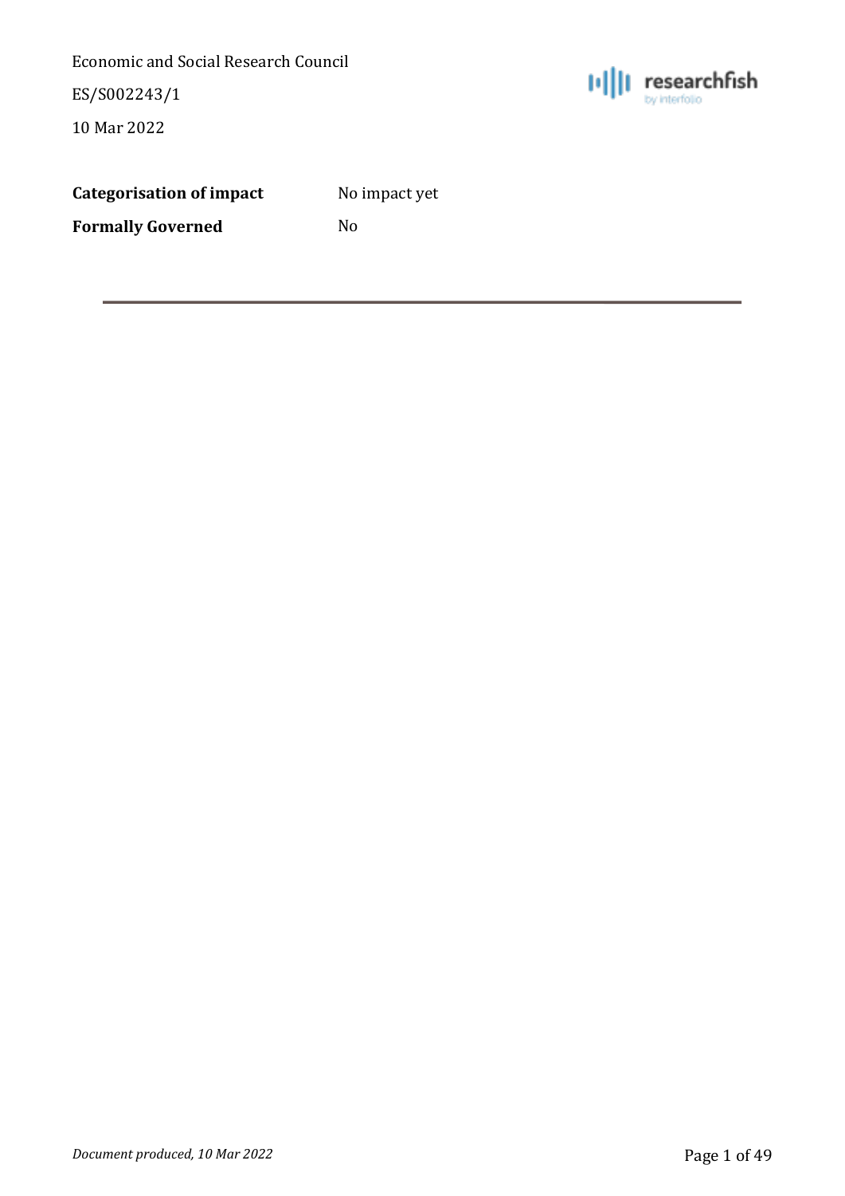| | |
|---|---|
| **Categorisation of impact** | No impact yet |
| **Formally Governed** | No |

---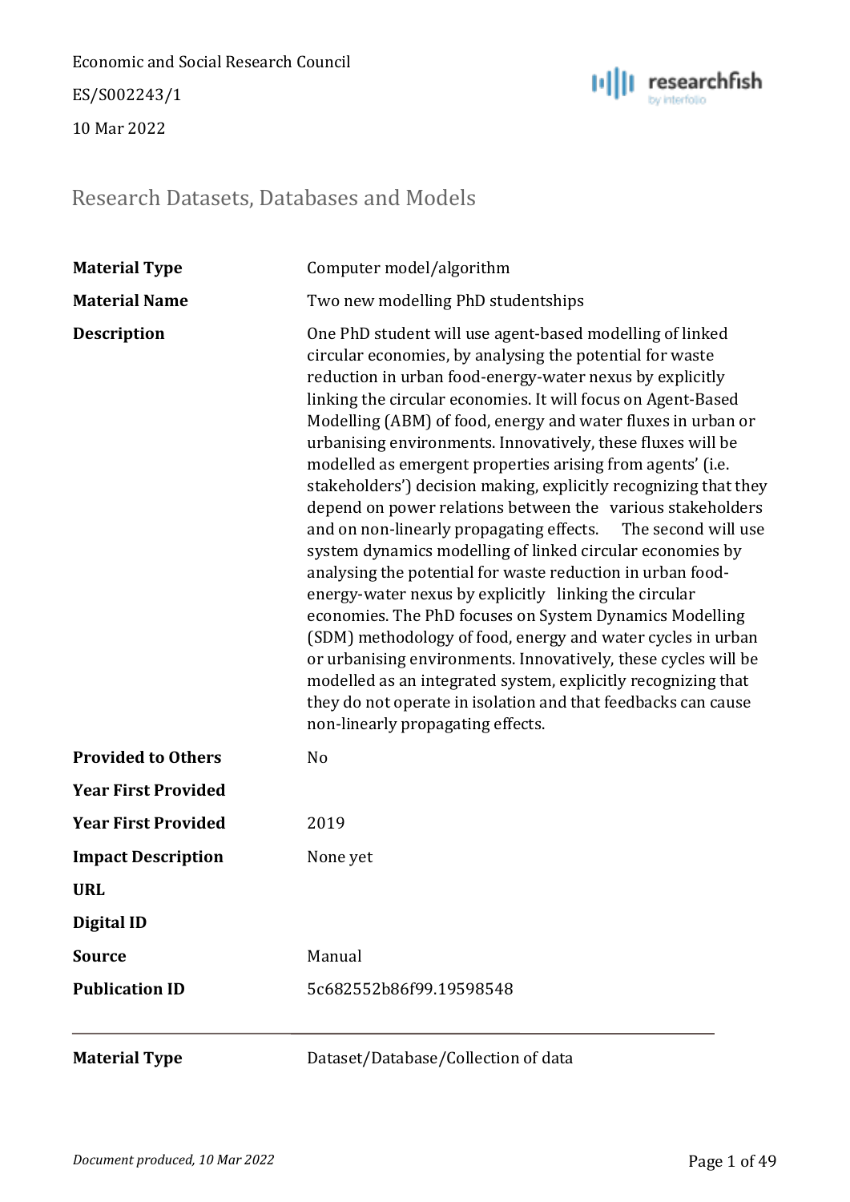Economic and Social Research Council

ES/S002243/1

10 Mar 2022

## Research Datasets, Databases and Models

| | |
|---|---|
| **Material Type** | Computer model/algorithm |
| **Material Name** | Two new modelling PhD studentships |
| **Description** | One PhD student will use agent-based modelling of linked circular economies, by analysing the potential for waste reduction in urban food-energy-water nexus by explicitly linking the circular economies. It will focus on Agent-Based Modelling (ABM) of food, energy and water fluxes in urban or urbanising environments. Innovatively, these fluxes will be modelled as emergent properties arising from agents' (i.e. stakeholders') decision making, explicitly recognizing that they depend on power relations between the various stakeholders and on non-linearly propagating effects. The second will use system dynamics modelling of linked circular economies by analysing the potential for waste reduction in urban food-energy-water nexus by explicitly linking the circular economies. The PhD focuses on System Dynamics Modelling (SDM) methodology of food, energy and water cycles in urban or urbanising environments. Innovatively, these cycles will be modelled as an integrated system, explicitly recognizing that they do not operate in isolation and that feedbacks can cause non-linearly propagating effects. |
| **Provided to Others** | No |
| **Year First Provided** | |
| **Year First Provided** | 2019 |
| **Impact Description** | None yet |
| **URL** | |
| **Digital ID** | |
| **Source** | Manual |
| **Publication ID** | 5c682552b86f99.19598548 |

---

| | |
|---|---|
| **Material Type** | Dataset/Database/Collection of data |

*Document produced, 10 Mar 2022*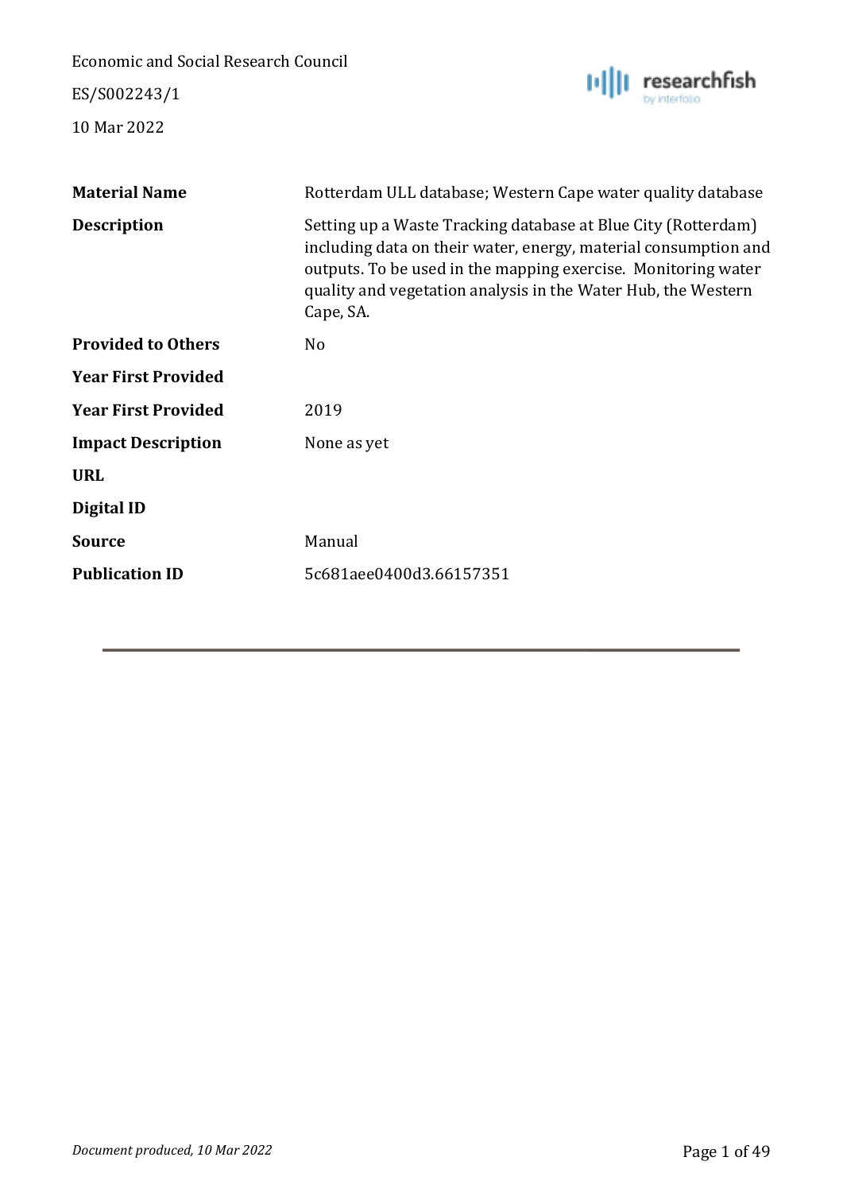| | |
|---|---|
| **Material Name** | Rotterdam ULL database; Western Cape water quality database |
| **Description** | Setting up a Waste Tracking database at Blue City (Rotterdam) including data on their water, energy, material consumption and outputs. To be used in the mapping exercise. Monitoring water quality and vegetation analysis in the Water Hub, the Western Cape, SA. |
| **Provided to Others** | No |
| **Year First Provided** | |
| **Year First Provided** | 2019 |
| **Impact Description** | None as yet |
| **URL** | |
| **Digital ID** | |
| **Source** | Manual |
| **Publication ID** | 5c681aee0400d3.66157351 |

---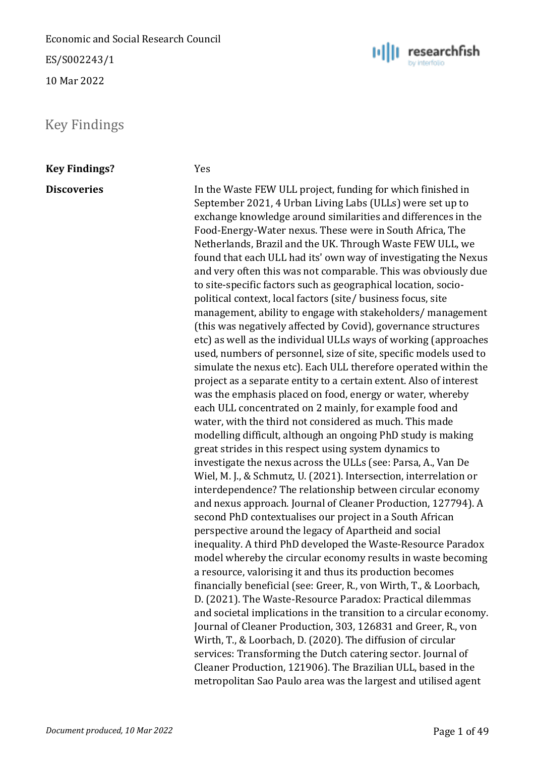Economic and Social Research Council

ES/S002243/1

10 Mar 2022

## Key Findings

| | |
|---|---|
| **Key Findings?** | Yes |
| **Discoveries** | In the Waste FEW ULL project, funding for which finished in September 2021, 4 Urban Living Labs (ULLs) were set up to exchange knowledge around similarities and differences in the Food-Energy-Water nexus. These were in South Africa, The Netherlands, Brazil and the UK. Through Waste FEW ULL, we found that each ULL had its' own way of investigating the Nexus and very often this was not comparable. This was obviously due to site-specific factors such as geographical location, socio-political context, local factors (site/ business focus, site management, ability to engage with stakeholders/ management (this was negatively affected by Covid), governance structures etc) as well as the individual ULLs ways of working (approaches used, numbers of personnel, size of site, specific models used to simulate the nexus etc). Each ULL therefore operated within the project as a separate entity to a certain extent. Also of interest was the emphasis placed on food, energy or water, whereby each ULL concentrated on 2 mainly, for example food and water, with the third not considered as much. This made modelling difficult, although an ongoing PhD study is making great strides in this respect using system dynamics to investigate the nexus across the ULLs (see: Parsa, A., Van De Wiel, M. J., & Schmutz, U. (2021). Intersection, interrelation or interdependence? The relationship between circular economy and nexus approach. Journal of Cleaner Production, 127794). A second PhD contextualises our project in a South African perspective around the legacy of Apartheid and social inequality. A third PhD developed the Waste-Resource Paradox model whereby the circular economy results in waste becoming a resource, valorising it and thus its production becomes financially beneficial (see: Greer, R., von Wirth, T., & Loorbach, D. (2021). The Waste-Resource Paradox: Practical dilemmas and societal implications in the transition to a circular economy. Journal of Cleaner Production, 303, 126831 and Greer, R., von Wirth, T., & Loorbach, D. (2020). The diffusion of circular services: Transforming the Dutch catering sector. Journal of Cleaner Production, 121906). The Brazilian ULL, based in the metropolitan Sao Paulo area was the largest and utilised agent |

*Document produced, 10 Mar 2022*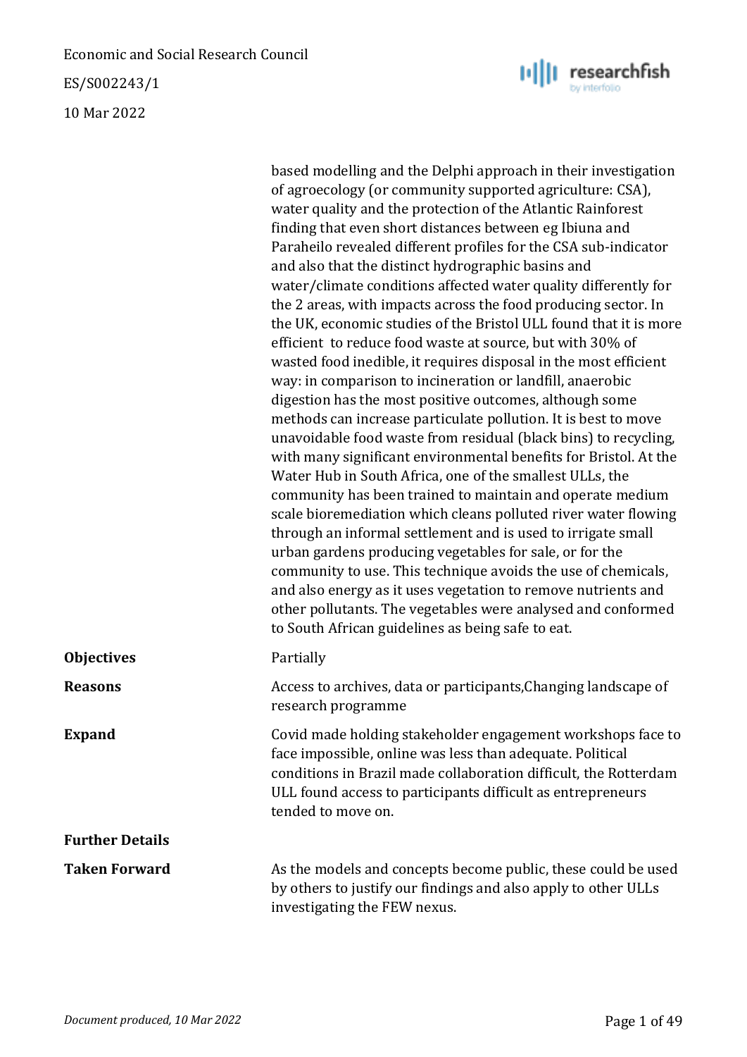based modelling and the Delphi approach in their investigation of agroecology (or community supported agriculture: CSA), water quality and the protection of the Atlantic Rainforest finding that even short distances between eg Ibiuna and Paraheilo revealed different profiles for the CSA sub-indicator and also that the distinct hydrographic basins and water/climate conditions affected water quality differently for the 2 areas, with impacts across the food producing sector. In the UK, economic studies of the Bristol ULL found that it is more efficient to reduce food waste at source, but with 30% of wasted food inedible, it requires disposal in the most efficient way: in comparison to incineration or landfill, anaerobic digestion has the most positive outcomes, although some methods can increase particulate pollution. It is best to move unavoidable food waste from residual (black bins) to recycling, with many significant environmental benefits for Bristol. At the Water Hub in South Africa, one of the smallest ULLs, the community has been trained to maintain and operate medium scale bioremediation which cleans polluted river water flowing through an informal settlement and is used to irrigate small urban gardens producing vegetables for sale, or for the community to use. This technique avoids the use of chemicals, and also energy as it uses vegetation to remove nutrients and other pollutants. The vegetables were analysed and conformed to South African guidelines as being safe to eat.

| | |
|---|---|
| **Objectives** | Partially |
| **Reasons** | Access to archives, data or participants,Changing landscape of research programme |
| **Expand** | Covid made holding stakeholder engagement workshops face to face impossible, online was less than adequate. Political conditions in Brazil made collaboration difficult, the Rotterdam ULL found access to participants difficult as entrepreneurs tended to move on. |
| **Further Details** | |
| **Taken Forward** | As the models and concepts become public, these could be used by others to justify our findings and also apply to other ULLs investigating the FEW nexus. |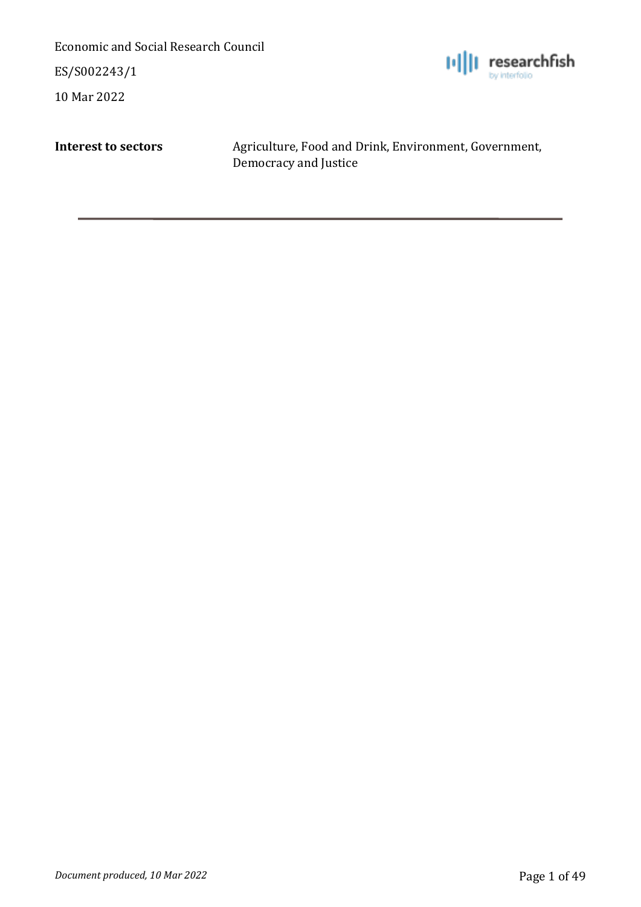| **Interest to sectors** | Agriculture, Food and Drink, Environment, Government, Democracy and Justice |
| --- | --- |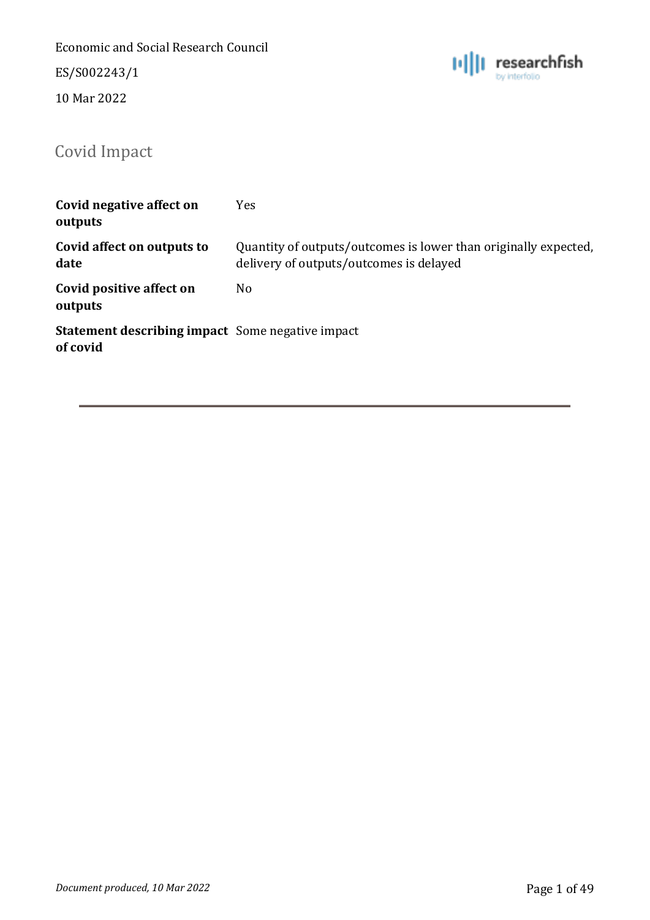Economic and Social Research Council

ES/S002243/1

10 Mar 2022

## Covid Impact

| | |
|---|---|
| **Covid negative affect on outputs** | Yes |
| **Covid affect on outputs to date** | Quantity of outputs/outcomes is lower than originally expected, delivery of outputs/outcomes is delayed |
| **Covid positive affect on outputs** | No |
| **Statement describing impact of covid** | Some negative impact |

---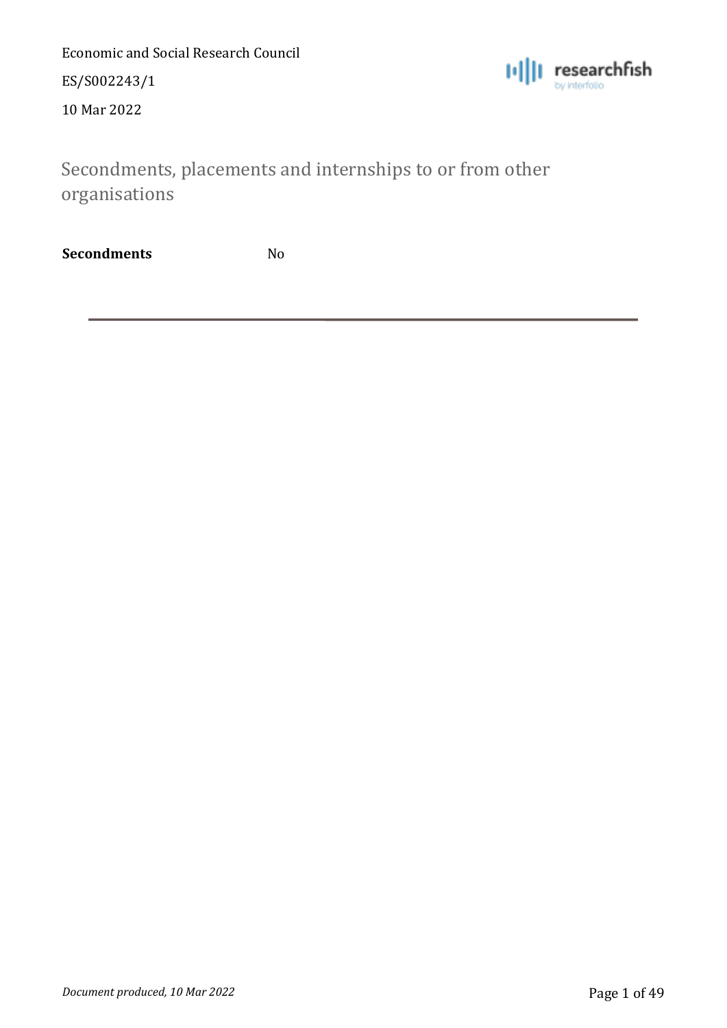Economic and Social Research Council

ES/S002243/1

10 Mar 2022

## Secondments, placements and internships to or from other organisations

| **Secondments** | No |
|---|---|

---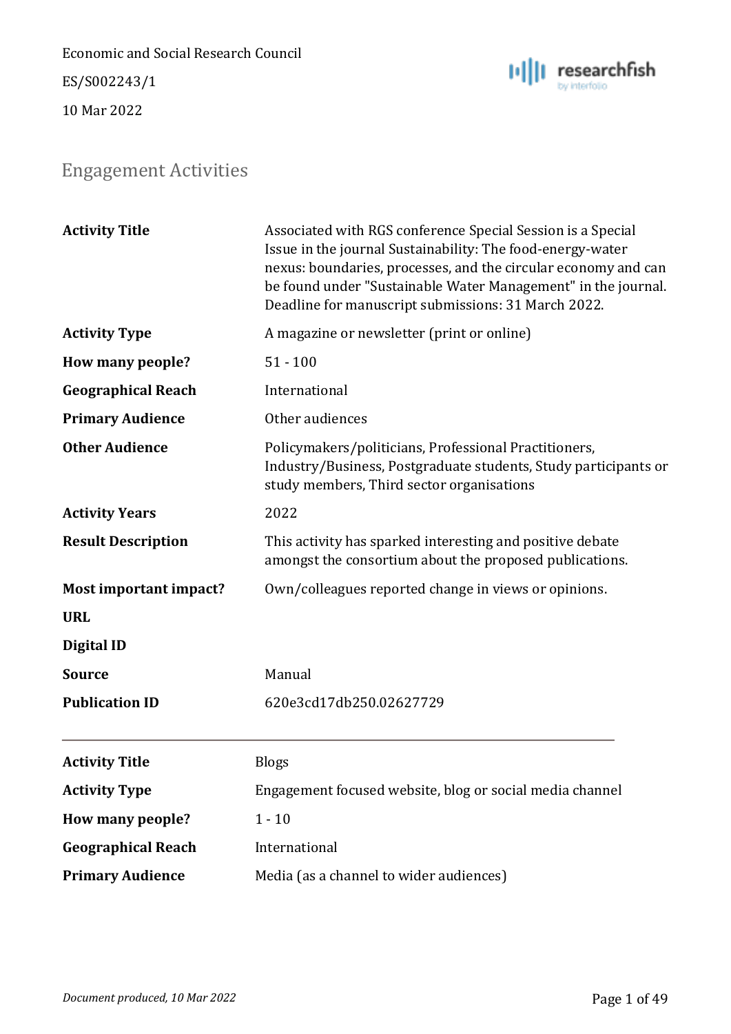Economic and Social Research Council

ES/S002243/1

10 Mar 2022

## Engagement Activities

| | |
|---|---|
| **Activity Title** | Associated with RGS conference Special Session is a Special Issue in the journal Sustainability: The food-energy-water nexus: boundaries, processes, and the circular economy and can be found under "Sustainable Water Management" in the journal. Deadline for manuscript submissions: 31 March 2022. |
| **Activity Type** | A magazine or newsletter (print or online) |
| **How many people?** | 51 - 100 |
| **Geographical Reach** | International |
| **Primary Audience** | Other audiences |
| **Other Audience** | Policymakers/politicians, Professional Practitioners, Industry/Business, Postgraduate students, Study participants or study members, Third sector organisations |
| **Activity Years** | 2022 |
| **Result Description** | This activity has sparked interesting and positive debate amongst the consortium about the proposed publications. |
| **Most important impact?** | Own/colleagues reported change in views or opinions. |
| **URL** | |
| **Digital ID** | |
| **Source** | Manual |
| **Publication ID** | 620e3cd17db250.02627729 |

---

| | |
|---|---|
| **Activity Title** | Blogs |
| **Activity Type** | Engagement focused website, blog or social media channel |
| **How many people?** | 1 - 10 |
| **Geographical Reach** | International |
| **Primary Audience** | Media (as a channel to wider audiences) |

*Document produced, 10 Mar 2022*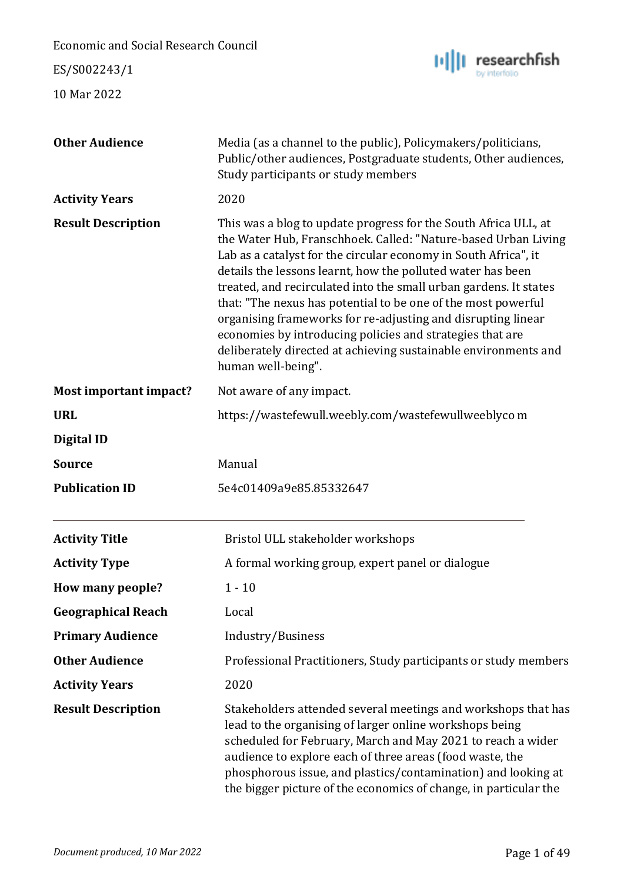| | |
|---|---|
| **Other Audience** | Media (as a channel to the public), Policymakers/politicians, Public/other audiences, Postgraduate students, Other audiences, Study participants or study members |
| **Activity Years** | 2020 |
| **Result Description** | This was a blog to update progress for the South Africa ULL, at the Water Hub, Franschhoek. Called: "Nature-based Urban Living Lab as a catalyst for the circular economy in South Africa", it details the lessons learnt, how the polluted water has been treated, and recirculated into the small urban gardens. It states that: "The nexus has potential to be one of the most powerful organising frameworks for re-adjusting and disrupting linear economies by introducing policies and strategies that are deliberately directed at achieving sustainable environments and human well-being". |
| **Most important impact?** | Not aware of any impact. |
| **URL** | https://wastefewull.weebly.com/wastefewullweeblyco m |
| **Digital ID** | |
| **Source** | Manual |
| **Publication ID** | 5e4c01409a9e85.85332647 |

---

| | |
|---|---|
| **Activity Title** | Bristol ULL stakeholder workshops |
| **Activity Type** | A formal working group, expert panel or dialogue |
| **How many people?** | 1 - 10 |
| **Geographical Reach** | Local |
| **Primary Audience** | Industry/Business |
| **Other Audience** | Professional Practitioners, Study participants or study members |
| **Activity Years** | 2020 |
| **Result Description** | Stakeholders attended several meetings and workshops that has lead to the organising of larger online workshops being scheduled for February, March and May 2021 to reach a wider audience to explore each of three areas (food waste, the phosphorous issue, and plastics/contamination) and looking at the bigger picture of the economics of change, in particular the |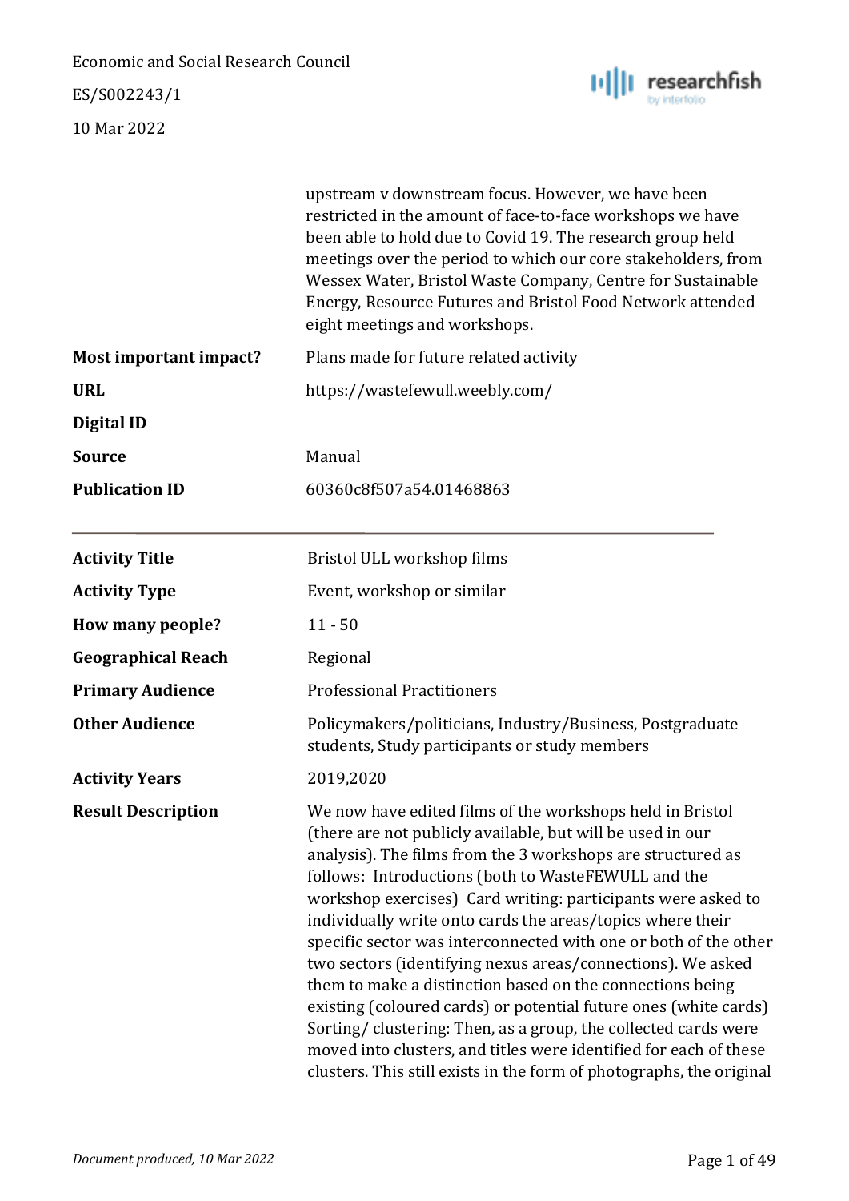| | |
|---|---|
| | upstream v downstream focus. However, we have been restricted in the amount of face-to-face workshops we have been able to hold due to Covid 19. The research group held meetings over the period to which our core stakeholders, from Wessex Water, Bristol Waste Company, Centre for Sustainable Energy, Resource Futures and Bristol Food Network attended eight meetings and workshops. |
| **Most important impact?** | Plans made for future related activity |
| **URL** | https://wastefewull.weebly.com/ |
| **Digital ID** | |
| **Source** | Manual |
| **Publication ID** | 60360c8f507a54.01468863 |

---

| | |
|---|---|
| **Activity Title** | Bristol ULL workshop films |
| **Activity Type** | Event, workshop or similar |
| **How many people?** | 11 - 50 |
| **Geographical Reach** | Regional |
| **Primary Audience** | Professional Practitioners |
| **Other Audience** | Policymakers/politicians, Industry/Business, Postgraduate students, Study participants or study members |
| **Activity Years** | 2019,2020 |
| **Result Description** | We now have edited films of the workshops held in Bristol (there are not publicly available, but will be used in our analysis). The films from the 3 workshops are structured as follows: Introductions (both to WasteFEWULL and the workshop exercises) Card writing: participants were asked to individually write onto cards the areas/topics where their specific sector was interconnected with one or both of the other two sectors (identifying nexus areas/connections). We asked them to make a distinction based on the connections being existing (coloured cards) or potential future ones (white cards) Sorting/ clustering: Then, as a group, the collected cards were moved into clusters, and titles were identified for each of these clusters. This still exists in the form of photographs, the original |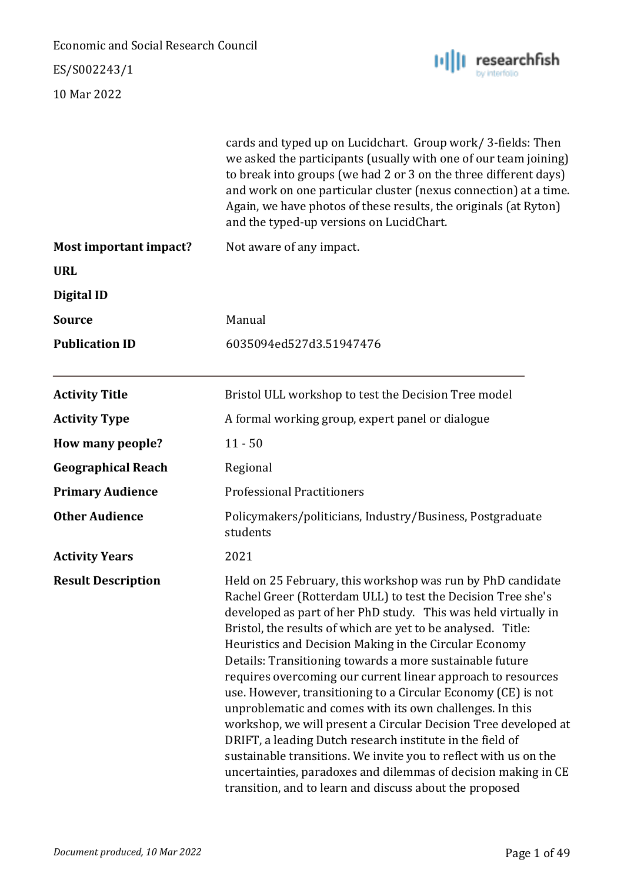| | |
|---|---|
| | cards and typed up on Lucidchart.  Group work/ 3-fields: Then we asked the participants (usually with one of our team joining) to break into groups (we had 2 or 3 on the three different days) and work on one particular cluster (nexus connection) at a time.  Again, we have photos of these results, the originals (at Ryton) and the typed-up versions on LucidChart. |
| **Most important impact?** | Not aware of any impact. |
| **URL** | |
| **Digital ID** | |
| **Source** | Manual |
| **Publication ID** | 6035094ed527d3.51947476 |

---

| | |
|---|---|
| **Activity Title** | Bristol ULL workshop to test the Decision Tree model |
| **Activity Type** | A formal working group, expert panel or dialogue |
| **How many people?** | 11 - 50 |
| **Geographical Reach** | Regional |
| **Primary Audience** | Professional Practitioners |
| **Other Audience** | Policymakers/politicians, Industry/Business, Postgraduate students |
| **Activity Years** | 2021 |
| **Result Description** | Held on 25 February, this workshop was run by PhD candidate Rachel Greer (Rotterdam ULL) to test the Decision Tree she's developed as part of her PhD study.   This was held virtually in Bristol, the results of which are yet to be analysed.   Title: Heuristics and Decision Making in the Circular Economy Details: Transitioning towards a more sustainable future requires overcoming our current linear approach to resources use. However, transitioning to a Circular Economy (CE) is not unproblematic and comes with its own challenges. In this workshop, we will present a Circular Decision Tree developed at DRIFT, a leading Dutch research institute in the field of sustainable transitions. We invite you to reflect with us on the uncertainties, paradoxes and dilemmas of decision making in CE transition, and to learn and discuss about the proposed |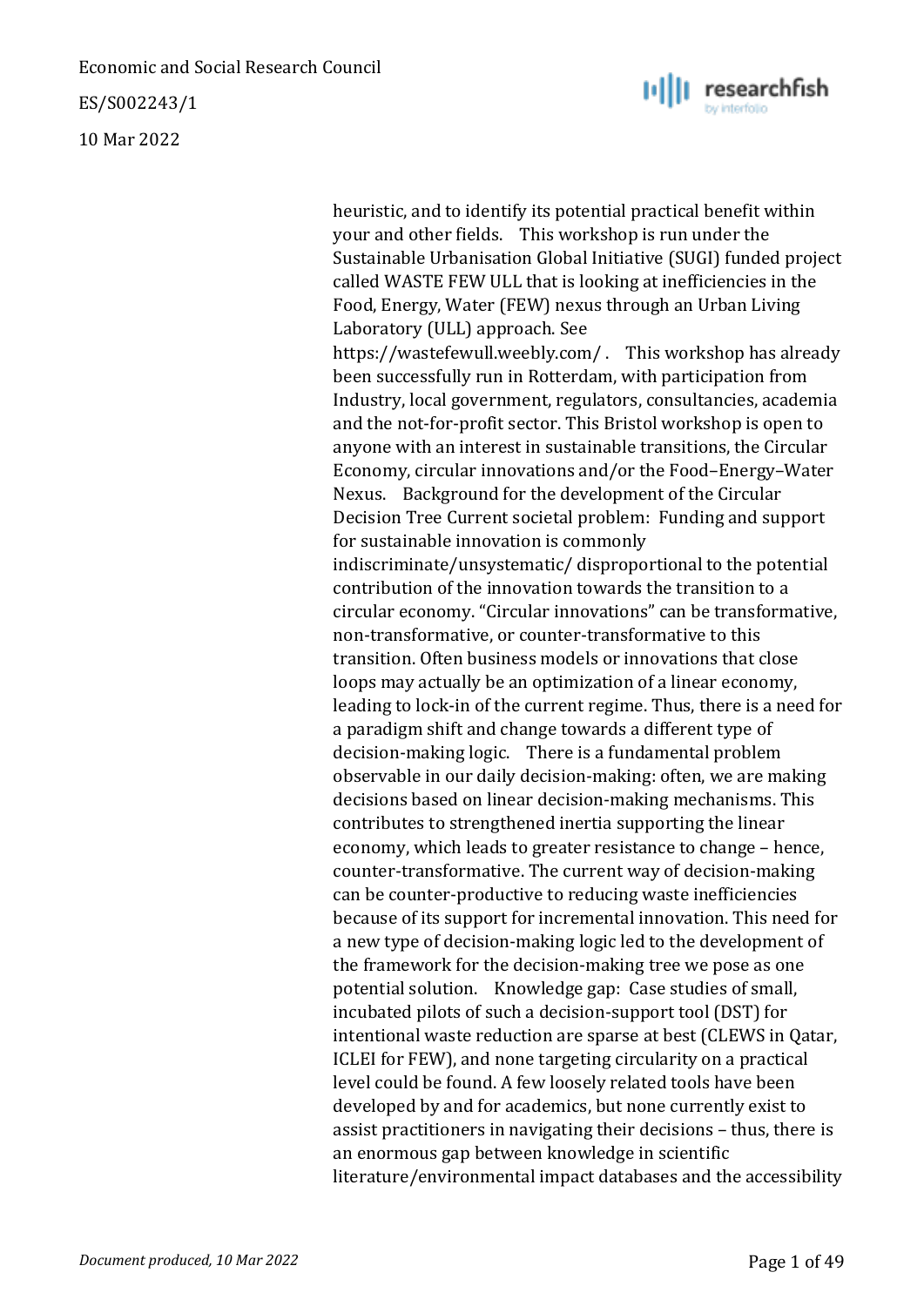heuristic, and to identify its potential practical benefit within your and other fields. This workshop is run under the Sustainable Urbanisation Global Initiative (SUGI) funded project called WASTE FEW ULL that is looking at inefficiencies in the Food, Energy, Water (FEW) nexus through an Urban Living Laboratory (ULL) approach. See https://wastefewull.weebly.com/ . This workshop has already been successfully run in Rotterdam, with participation from Industry, local government, regulators, consultancies, academia and the not-for-profit sector. This Bristol workshop is open to anyone with an interest in sustainable transitions, the Circular Economy, circular innovations and/or the Food–Energy–Water Nexus. Background for the development of the Circular Decision Tree Current societal problem: Funding and support for sustainable innovation is commonly indiscriminate/unsystematic/ disproportional to the potential contribution of the innovation towards the transition to a circular economy. "Circular innovations" can be transformative, non-transformative, or counter-transformative to this transition. Often business models or innovations that close loops may actually be an optimization of a linear economy, leading to lock-in of the current regime. Thus, there is a need for a paradigm shift and change towards a different type of decision-making logic. There is a fundamental problem observable in our daily decision-making: often, we are making decisions based on linear decision-making mechanisms. This contributes to strengthened inertia supporting the linear economy, which leads to greater resistance to change – hence, counter-transformative. The current way of decision-making can be counter-productive to reducing waste inefficiencies because of its support for incremental innovation. This need for a new type of decision-making logic led to the development of the framework for the decision-making tree we pose as one potential solution. Knowledge gap: Case studies of small, incubated pilots of such a decision-support tool (DST) for intentional waste reduction are sparse at best (CLEWS in Qatar, ICLEI for FEW), and none targeting circularity on a practical level could be found. A few loosely related tools have been developed by and for academics, but none currently exist to assist practitioners in navigating their decisions – thus, there is an enormous gap between knowledge in scientific literature/environmental impact databases and the accessibility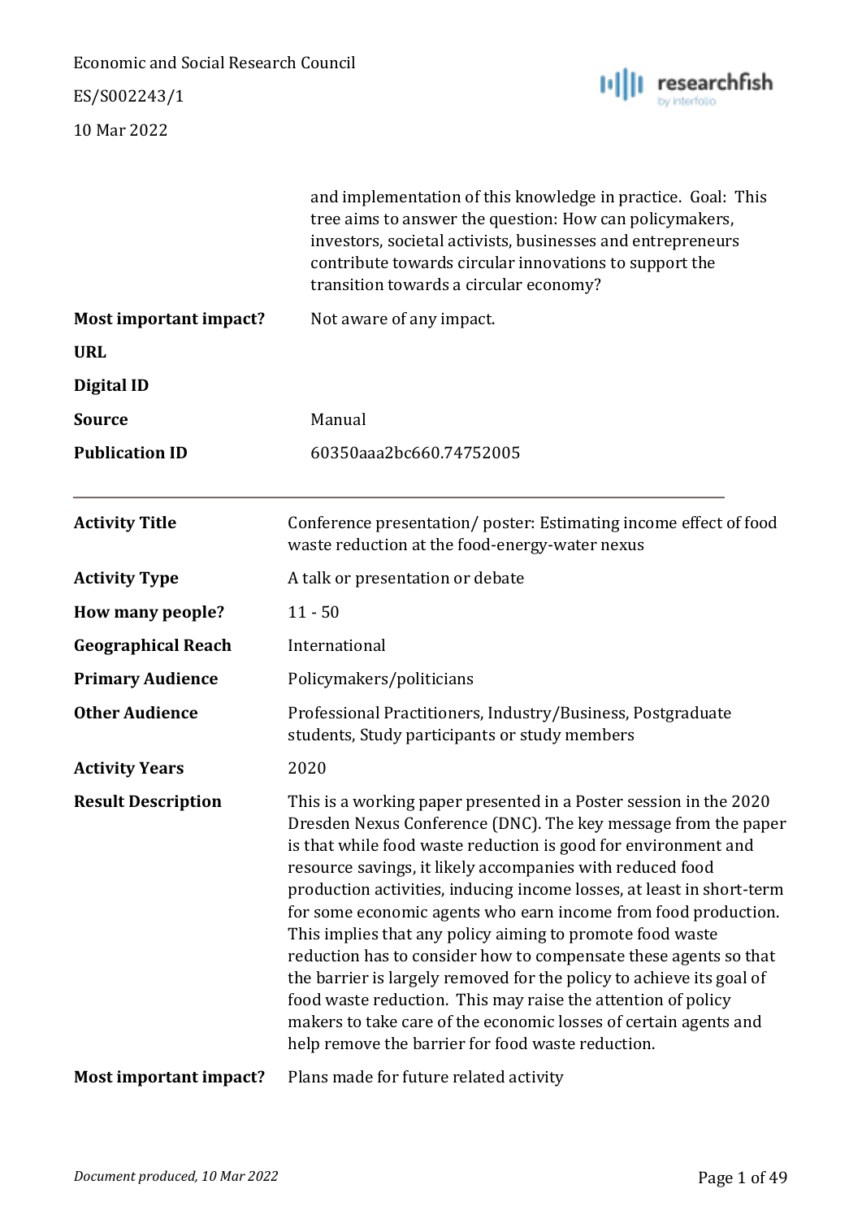| | |
|---|---|
| | and implementation of this knowledge in practice. Goal: This tree aims to answer the question: How can policymakers, investors, societal activists, businesses and entrepreneurs contribute towards circular innovations to support the transition towards a circular economy? |
| **Most important impact?** | Not aware of any impact. |
| **URL** | |
| **Digital ID** | |
| **Source** | Manual |
| **Publication ID** | 60350aaa2bc660.74752005 |

---

| | |
|---|---|
| **Activity Title** | Conference presentation/ poster: Estimating income effect of food waste reduction at the food-energy-water nexus |
| **Activity Type** | A talk or presentation or debate |
| **How many people?** | 11 - 50 |
| **Geographical Reach** | International |
| **Primary Audience** | Policymakers/politicians |
| **Other Audience** | Professional Practitioners, Industry/Business, Postgraduate students, Study participants or study members |
| **Activity Years** | 2020 |
| **Result Description** | This is a working paper presented in a Poster session in the 2020 Dresden Nexus Conference (DNC). The key message from the paper is that while food waste reduction is good for environment and resource savings, it likely accompanies with reduced food production activities, inducing income losses, at least in short-term for some economic agents who earn income from food production. This implies that any policy aiming to promote food waste reduction has to consider how to compensate these agents so that the barrier is largely removed for the policy to achieve its goal of food waste reduction. This may raise the attention of policy makers to take care of the economic losses of certain agents and help remove the barrier for food waste reduction. |
| **Most important impact?** | Plans made for future related activity |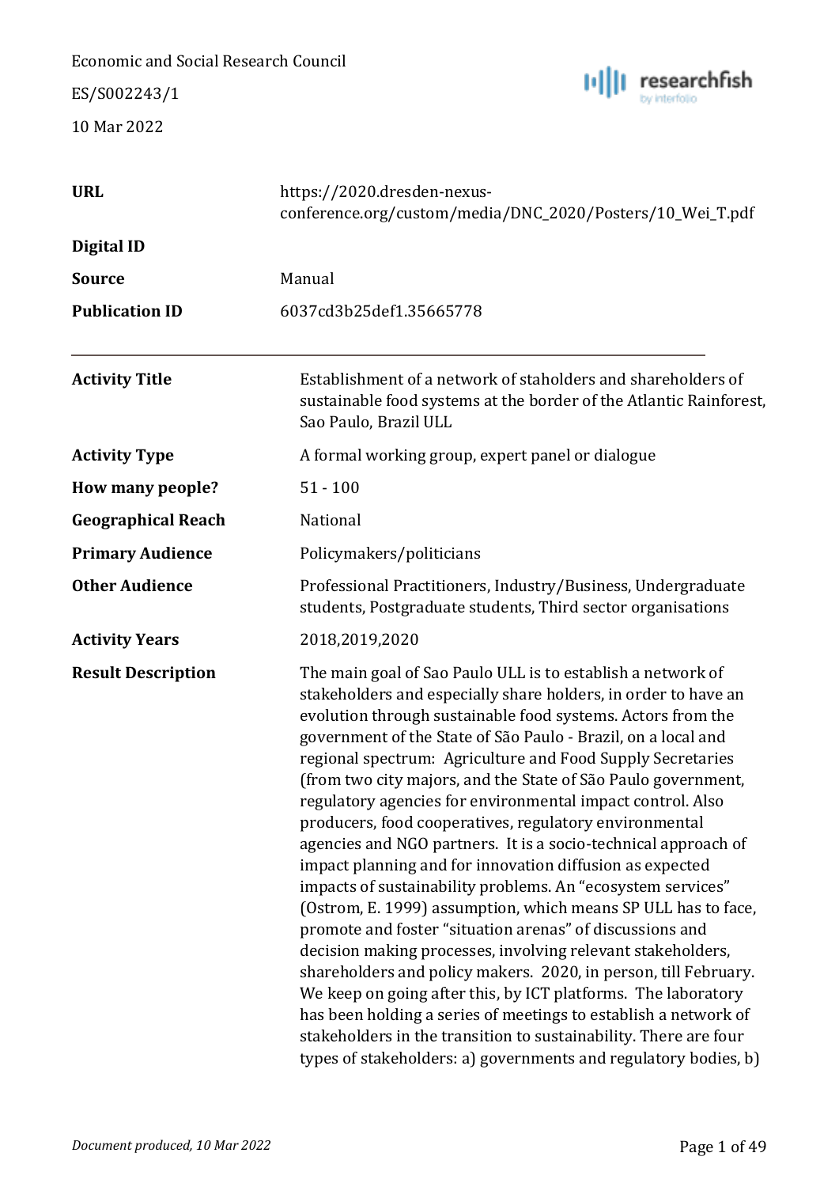Economic and Social Research Council

ES/S002243/1

10 Mar 2022

| | |
|---|---|
| **URL** | https://2020.dresden-nexus-conference.org/custom/media/DNC_2020/Posters/10_Wei_T.pdf |
| **Digital ID** | |
| **Source** | Manual |
| **Publication ID** | 6037cd3b25def1.35665778 |

---

| | |
|---|---|
| **Activity Title** | Establishment of a network of staholders and shareholders of sustainable food systems at the border of the Atlantic Rainforest, Sao Paulo, Brazil ULL |
| **Activity Type** | A formal working group, expert panel or dialogue |
| **How many people?** | 51 - 100 |
| **Geographical Reach** | National |
| **Primary Audience** | Policymakers/politicians |
| **Other Audience** | Professional Practitioners, Industry/Business, Undergraduate students, Postgraduate students, Third sector organisations |
| **Activity Years** | 2018,2019,2020 |
| **Result Description** | The main goal of Sao Paulo ULL is to establish a network of stakeholders and especially share holders, in order to have an evolution through sustainable food systems. Actors from the government of the State of São Paulo - Brazil, on a local and regional spectrum: Agriculture and Food Supply Secretaries (from two city majors, and the State of São Paulo government, regulatory agencies for environmental impact control. Also producers, food cooperatives, regulatory environmental agencies and NGO partners. It is a socio-technical approach of impact planning and for innovation diffusion as expected impacts of sustainability problems. An "ecosystem services" (Ostrom, E. 1999) assumption, which means SP ULL has to face, promote and foster "situation arenas" of discussions and decision making processes, involving relevant stakeholders, shareholders and policy makers. 2020, in person, till February. We keep on going after this, by ICT platforms. The laboratory has been holding a series of meetings to establish a network of stakeholders in the transition to sustainability. There are four types of stakeholders: a) governments and regulatory bodies, b) |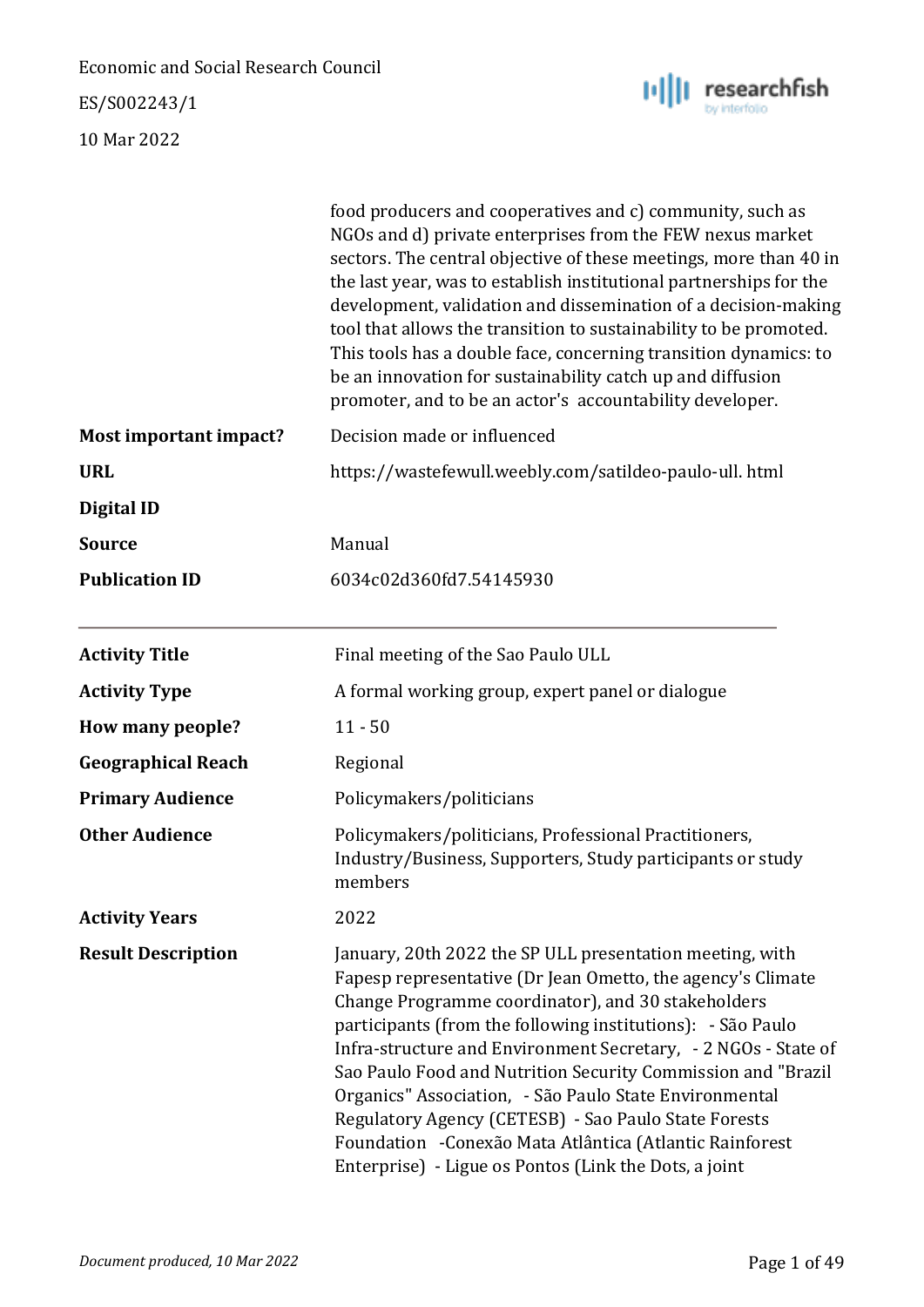| | |
|---|---|
| | food producers and cooperatives and c) community, such as NGOs and d) private enterprises from the FEW nexus market sectors. The central objective of these meetings, more than 40 in the last year, was to establish institutional partnerships for the development, validation and dissemination of a decision-making tool that allows the transition to sustainability to be promoted. This tools has a double face, concerning transition dynamics: to be an innovation for sustainability catch up and diffusion promoter, and to be an actor's accountability developer. |
| **Most important impact?** | Decision made or influenced |
| **URL** | https://wastefewull.weebly.com/satildeo-paulo-ull. html |
| **Digital ID** | |
| **Source** | Manual |
| **Publication ID** | 6034c02d360fd7.54145930 |

---

| | |
|---|---|
| **Activity Title** | Final meeting of the Sao Paulo ULL |
| **Activity Type** | A formal working group, expert panel or dialogue |
| **How many people?** | 11 - 50 |
| **Geographical Reach** | Regional |
| **Primary Audience** | Policymakers/politicians |
| **Other Audience** | Policymakers/politicians, Professional Practitioners, Industry/Business, Supporters, Study participants or study members |
| **Activity Years** | 2022 |
| **Result Description** | January, 20th 2022 the SP ULL presentation meeting, with Fapesp representative (Dr Jean Ometto, the agency's Climate Change Programme coordinator), and 30 stakeholders participants (from the following institutions): - São Paulo Infra-structure and Environment Secretary, - 2 NGOs - State of Sao Paulo Food and Nutrition Security Commission and "Brazil Organics" Association, - São Paulo State Environmental Regulatory Agency (CETESB) - Sao Paulo State Forests Foundation -Conexão Mata Atlântica (Atlantic Rainforest Enterprise) - Ligue os Pontos (Link the Dots, a joint |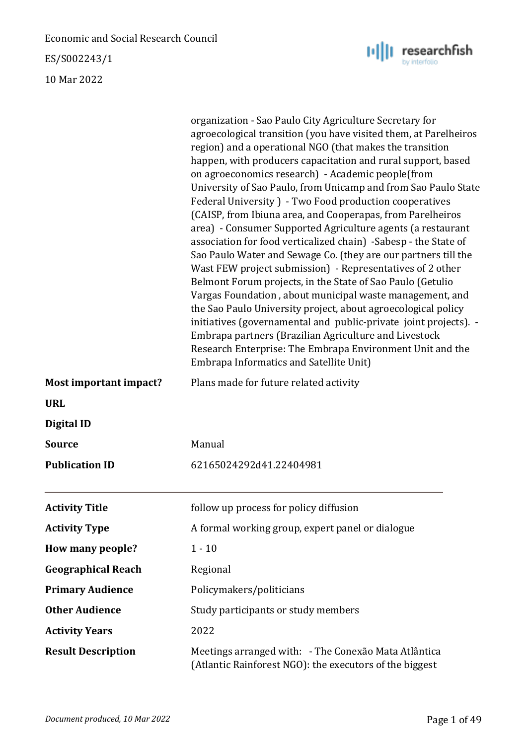| | |
|---|---|
| | organization - Sao Paulo City Agriculture Secretary for agroecological transition (you have visited them, at Parelheiros region) and a operational NGO (that makes the transition happen, with producers capacitation and rural support, based on agroeconomics research)  - Academic people(from University of Sao Paulo, from Unicamp and from Sao Paulo State Federal University )  - Two Food production cooperatives (CAISP, from Ibiuna area, and Cooperapas, from Parelheiros area)  - Consumer Supported Agriculture agents (a restaurant association for food verticalized chain)  -Sabesp - the State of Sao Paulo Water and Sewage Co. (they are our partners till the Wast FEW project submission)  - Representatives of 2 other Belmont Forum projects, in the State of Sao Paulo (Getulio Vargas Foundation , about municipal waste management, and the Sao Paulo University project, about agroecological policy initiatives (governamental and  public-private  joint projects).  - Embrapa partners (Brazilian Agriculture and Livestock Research Enterprise: The Embrapa Environment Unit and the Embrapa Informatics and Satellite Unit) |
| **Most important impact?** | Plans made for future related activity |
| **URL** | |
| **Digital ID** | |
| **Source** | Manual |
| **Publication ID** | 62165024292d41.22404981 |

---

| | |
|---|---|
| **Activity Title** | follow up process for policy diffusion |
| **Activity Type** | A formal working group, expert panel or dialogue |
| **How many people?** | 1 - 10 |
| **Geographical Reach** | Regional |
| **Primary Audience** | Policymakers/politicians |
| **Other Audience** | Study participants or study members |
| **Activity Years** | 2022 |
| **Result Description** | Meetings arranged with:   - The Conexão Mata Atlântica (Atlantic Rainforest NGO): the executors of the biggest |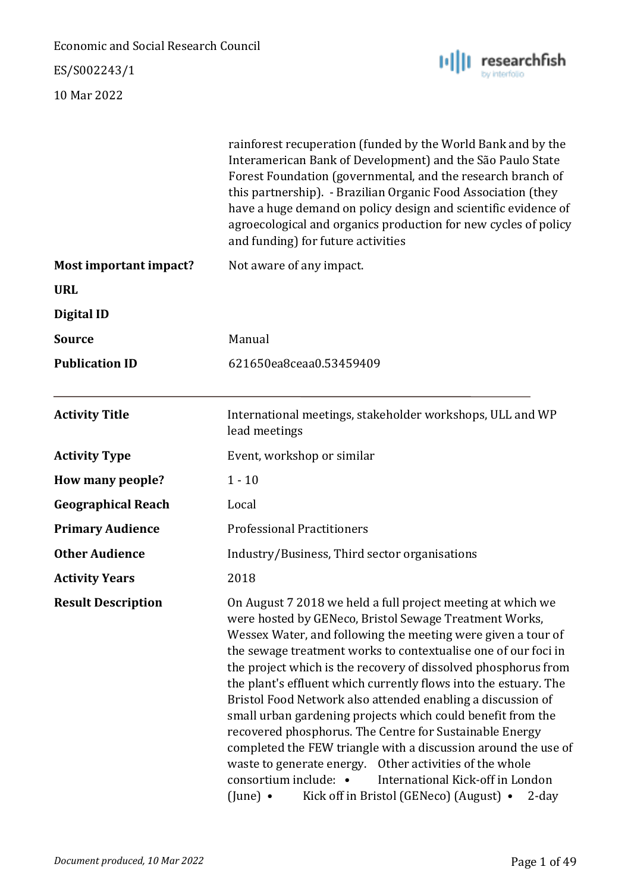| | |
|---|---|
| | rainforest recuperation (funded by the World Bank and by the Interamerican Bank of Development) and the São Paulo State Forest Foundation (governmental, and the research branch of this partnership). - Brazilian Organic Food Association (they have a huge demand on policy design and scientific evidence of agroecological and organics production for new cycles of policy and funding) for future activities |
| **Most important impact?** | Not aware of any impact. |
| **URL** | |
| **Digital ID** | |
| **Source** | Manual |
| **Publication ID** | 621650ea8ceaa0.53459409 |

---

| | |
|---|---|
| **Activity Title** | International meetings, stakeholder workshops, ULL and WP lead meetings |
| **Activity Type** | Event, workshop or similar |
| **How many people?** | 1 - 10 |
| **Geographical Reach** | Local |
| **Primary Audience** | Professional Practitioners |
| **Other Audience** | Industry/Business, Third sector organisations |
| **Activity Years** | 2018 |
| **Result Description** | On August 7 2018 we held a full project meeting at which we were hosted by GENeco, Bristol Sewage Treatment Works, Wessex Water, and following the meeting were given a tour of the sewage treatment works to contextualise one of our foci in the project which is the recovery of dissolved phosphorus from the plant's effluent which currently flows into the estuary. The Bristol Food Network also attended enabling a discussion of small urban gardening projects which could benefit from the recovered phosphorus. The Centre for Sustainable Energy completed the FEW triangle with a discussion around the use of waste to generate energy. Other activities of the whole consortium include: • International Kick-off in London (June) • Kick off in Bristol (GENeco) (August) • 2-day |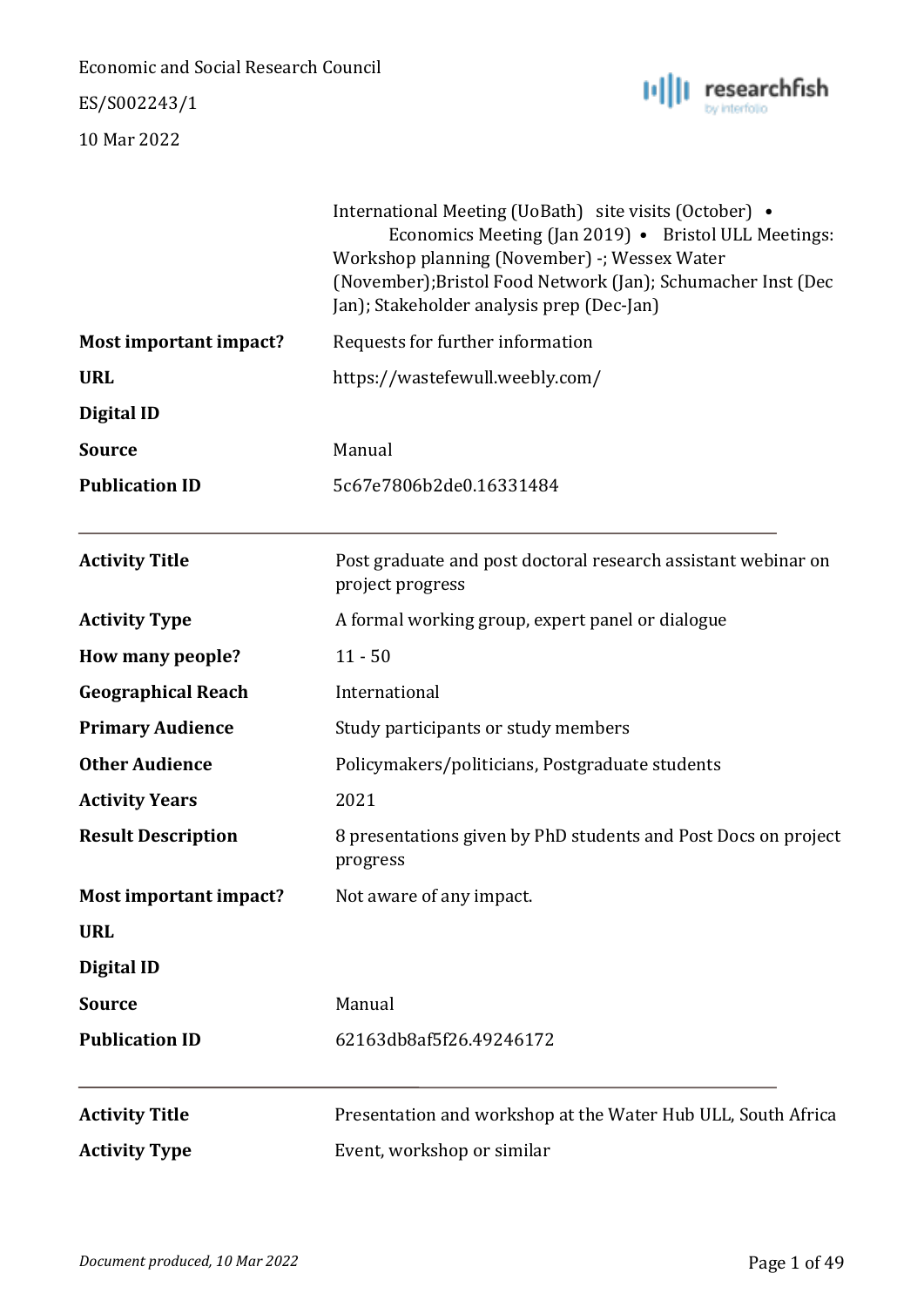| | |
|---|---|
| | International Meeting (UoBath) site visits (October) • Economics Meeting (Jan 2019) • Bristol ULL Meetings: Workshop planning (November) -; Wessex Water (November);Bristol Food Network (Jan); Schumacher Inst (Dec Jan); Stakeholder analysis prep (Dec-Jan) |
| **Most important impact?** | Requests for further information |
| **URL** | https://wastefewull.weebly.com/ |
| **Digital ID** | |
| **Source** | Manual |
| **Publication ID** | 5c67e7806b2de0.16331484 |

---

| | |
|---|---|
| **Activity Title** | Post graduate and post doctoral research assistant webinar on project progress |
| **Activity Type** | A formal working group, expert panel or dialogue |
| **How many people?** | 11 - 50 |
| **Geographical Reach** | International |
| **Primary Audience** | Study participants or study members |
| **Other Audience** | Policymakers/politicians, Postgraduate students |
| **Activity Years** | 2021 |
| **Result Description** | 8 presentations given by PhD students and Post Docs on project progress |
| **Most important impact?** | Not aware of any impact. |
| **URL** | |
| **Digital ID** | |
| **Source** | Manual |
| **Publication ID** | 62163db8af5f26.49246172 |

---

| | |
|---|---|
| **Activity Title** | Presentation and workshop at the Water Hub ULL, South Africa |
| **Activity Type** | Event, workshop or similar |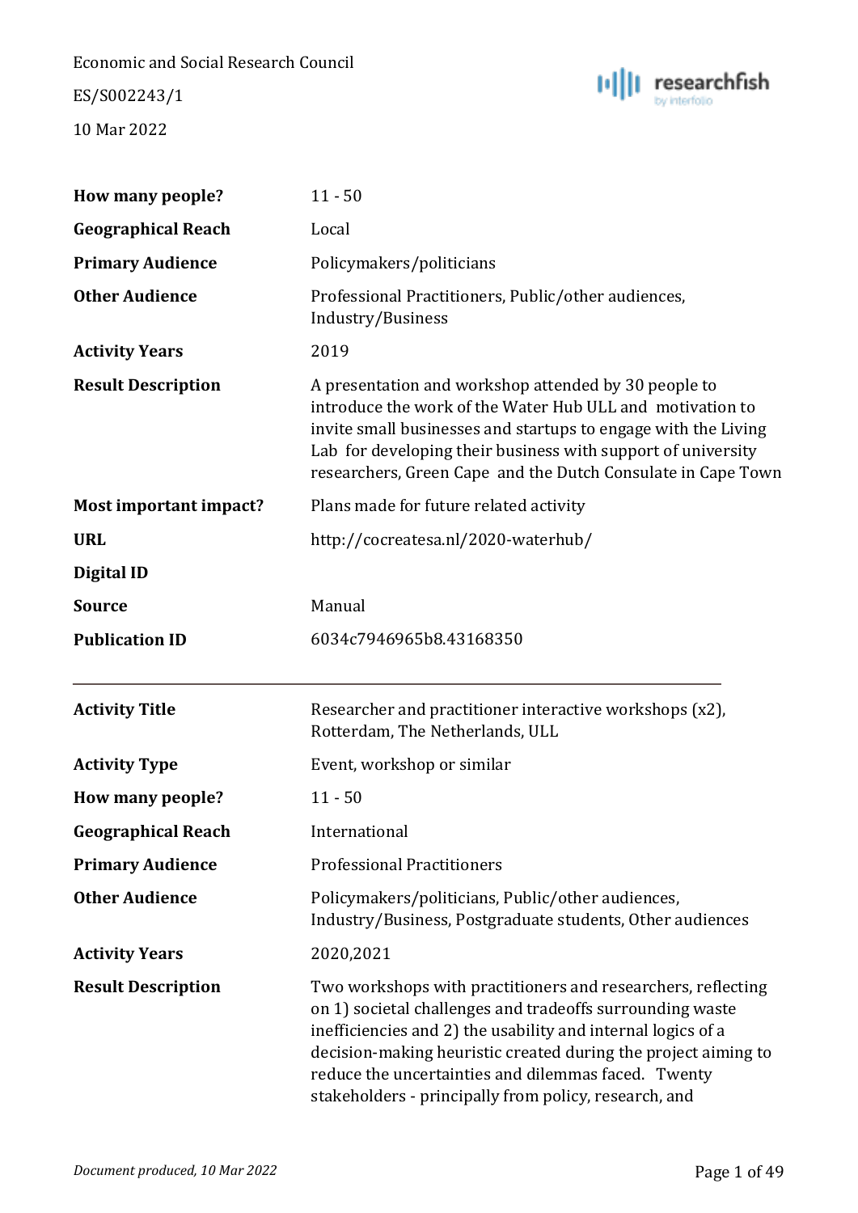| | |
|---|---|
| **How many people?** | 11 - 50 |
| **Geographical Reach** | Local |
| **Primary Audience** | Policymakers/politicians |
| **Other Audience** | Professional Practitioners, Public/other audiences, Industry/Business |
| **Activity Years** | 2019 |
| **Result Description** | A presentation and workshop attended by 30 people to introduce the work of the Water Hub ULL and motivation to invite small businesses and startups to engage with the Living Lab for developing their business with support of university researchers, Green Cape and the Dutch Consulate in Cape Town |
| **Most important impact?** | Plans made for future related activity |
| **URL** | http://cocreatesa.nl/2020-waterhub/ |
| **Digital ID** | |
| **Source** | Manual |
| **Publication ID** | 6034c7946965b8.43168350 |

---

| | |
|---|---|
| **Activity Title** | Researcher and practitioner interactive workshops (x2), Rotterdam, The Netherlands, ULL |
| **Activity Type** | Event, workshop or similar |
| **How many people?** | 11 - 50 |
| **Geographical Reach** | International |
| **Primary Audience** | Professional Practitioners |
| **Other Audience** | Policymakers/politicians, Public/other audiences, Industry/Business, Postgraduate students, Other audiences |
| **Activity Years** | 2020,2021 |
| **Result Description** | Two workshops with practitioners and researchers, reflecting on 1) societal challenges and tradeoffs surrounding waste inefficiencies and 2) the usability and internal logics of a decision-making heuristic created during the project aiming to reduce the uncertainties and dilemmas faced. Twenty stakeholders - principally from policy, research, and |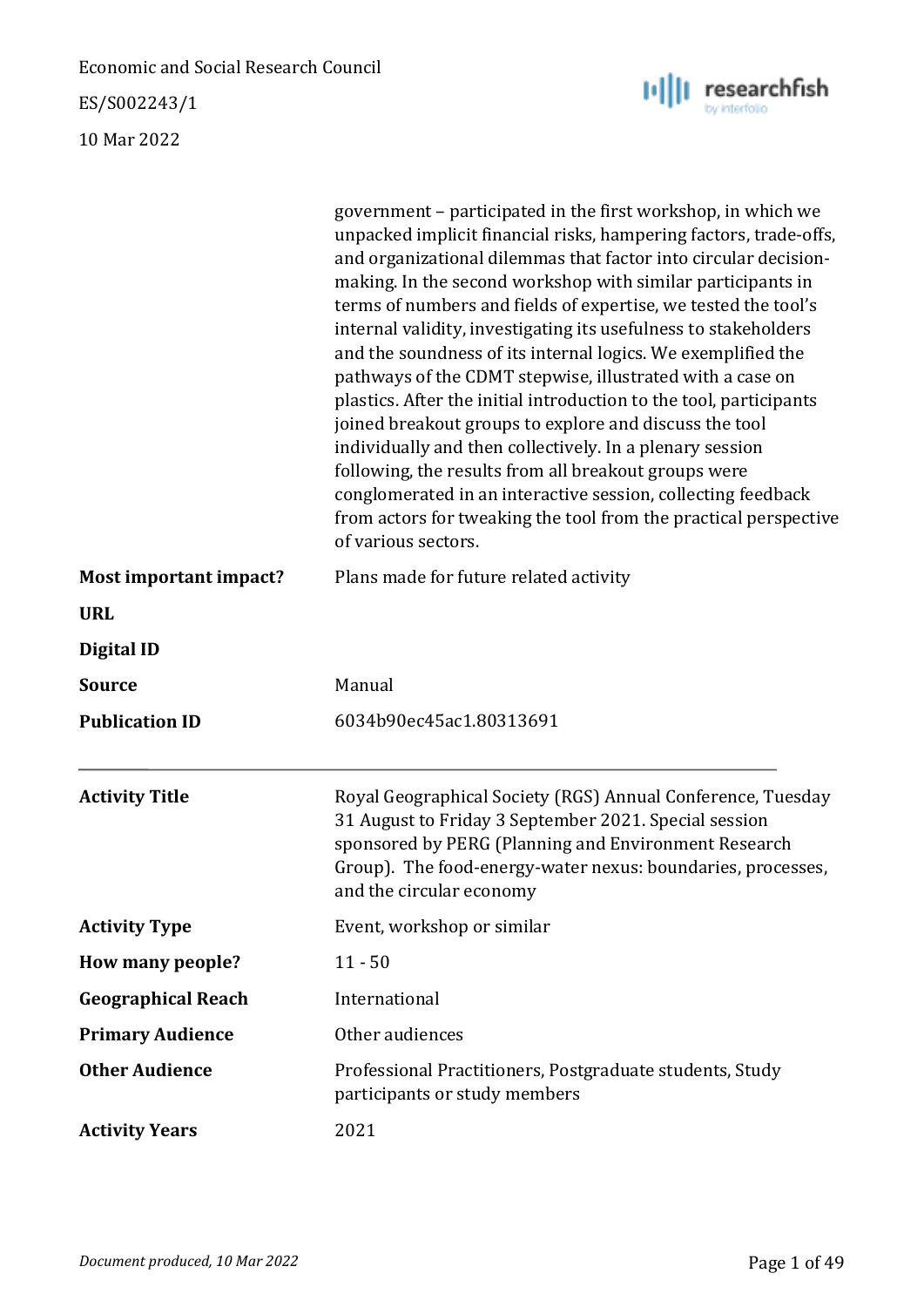| | |
|---|---|
| | government – participated in the first workshop, in which we unpacked implicit financial risks, hampering factors, trade-offs, and organizational dilemmas that factor into circular decision-making. In the second workshop with similar participants in terms of numbers and fields of expertise, we tested the tool's internal validity, investigating its usefulness to stakeholders and the soundness of its internal logics. We exemplified the pathways of the CDMT stepwise, illustrated with a case on plastics. After the initial introduction to the tool, participants joined breakout groups to explore and discuss the tool individually and then collectively. In a plenary session following, the results from all breakout groups were conglomerated in an interactive session, collecting feedback from actors for tweaking the tool from the practical perspective of various sectors. |
| **Most important impact?** | Plans made for future related activity |
| **URL** | |
| **Digital ID** | |
| **Source** | Manual |
| **Publication ID** | 6034b90ec45ac1.80313691 |

---

| | |
|---|---|
| **Activity Title** | Royal Geographical Society (RGS) Annual Conference, Tuesday 31 August to Friday 3 September 2021. Special session sponsored by PERG (Planning and Environment Research Group). The food-energy-water nexus: boundaries, processes, and the circular economy |
| **Activity Type** | Event, workshop or similar |
| **How many people?** | 11 - 50 |
| **Geographical Reach** | International |
| **Primary Audience** | Other audiences |
| **Other Audience** | Professional Practitioners, Postgraduate students, Study participants or study members |
| **Activity Years** | 2021 |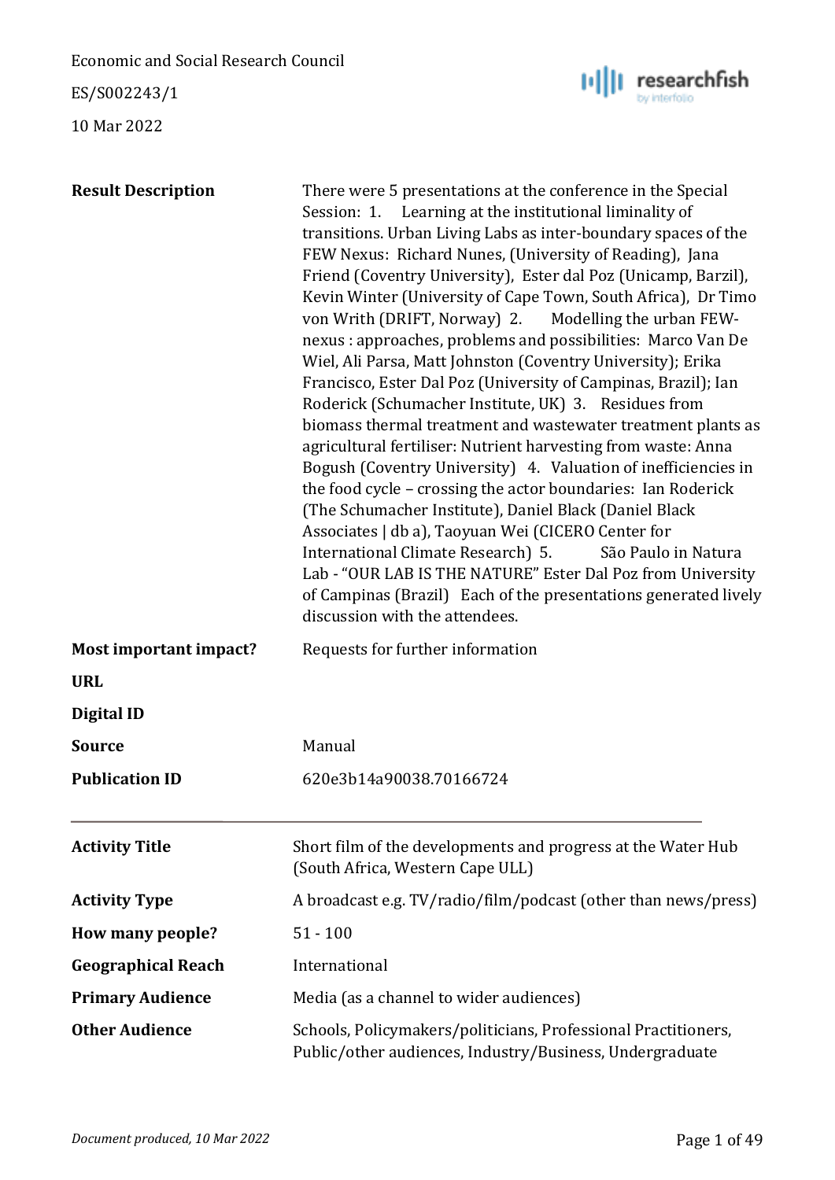| | |
|---|---|
| **Result Description** | There were 5 presentations at the conference in the Special Session: 1. Learning at the institutional liminality of transitions. Urban Living Labs as inter-boundary spaces of the FEW Nexus: Richard Nunes, (University of Reading), Jana Friend (Coventry University), Ester dal Poz (Unicamp, Barzil), Kevin Winter (University of Cape Town, South Africa), Dr Timo von Writh (DRIFT, Norway) 2. Modelling the urban FEW-nexus : approaches, problems and possibilities: Marco Van De Wiel, Ali Parsa, Matt Johnston (Coventry University); Erika Francisco, Ester Dal Poz (University of Campinas, Brazil); Ian Roderick (Schumacher Institute, UK) 3. Residues from biomass thermal treatment and wastewater treatment plants as agricultural fertiliser: Nutrient harvesting from waste: Anna Bogush (Coventry University) 4. Valuation of inefficiencies in the food cycle – crossing the actor boundaries: Ian Roderick (The Schumacher Institute), Daniel Black (Daniel Black Associates \| db a), Taoyuan Wei (CICERO Center for International Climate Research) 5. São Paulo in Natura Lab - "OUR LAB IS THE NATURE" Ester Dal Poz from University of Campinas (Brazil) Each of the presentations generated lively discussion with the attendees. |
| **Most important impact?** | Requests for further information |
| **URL** | |
| **Digital ID** | |
| **Source** | Manual |
| **Publication ID** | 620e3b14a90038.70166724 |

---

| | |
|---|---|
| **Activity Title** | Short film of the developments and progress at the Water Hub (South Africa, Western Cape ULL) |
| **Activity Type** | A broadcast e.g. TV/radio/film/podcast (other than news/press) |
| **How many people?** | 51 - 100 |
| **Geographical Reach** | International |
| **Primary Audience** | Media (as a channel to wider audiences) |
| **Other Audience** | Schools, Policymakers/politicians, Professional Practitioners, Public/other audiences, Industry/Business, Undergraduate |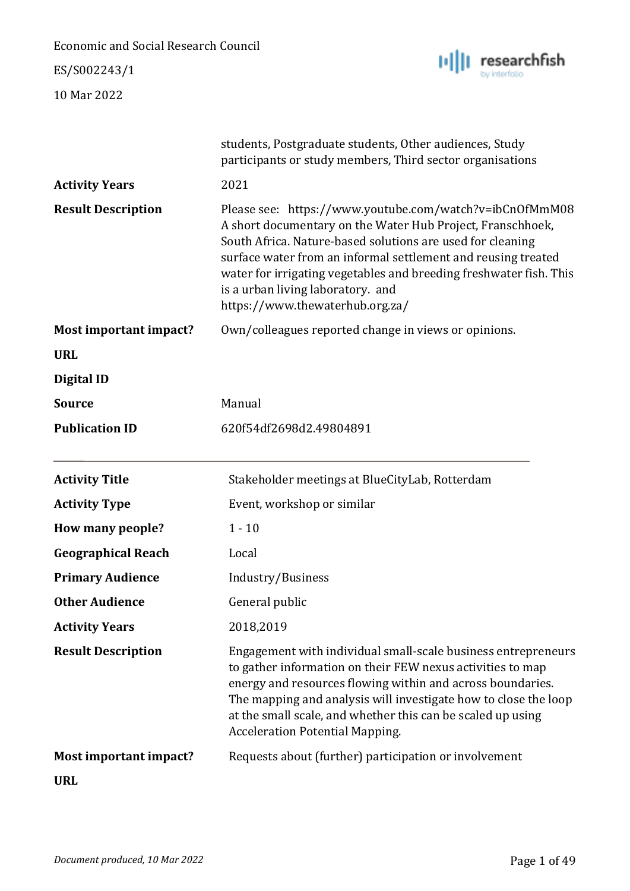| | |
|---|---|
| | students, Postgraduate students, Other audiences, Study participants or study members, Third sector organisations |
| **Activity Years** | 2021 |
| **Result Description** | Please see: https://www.youtube.com/watch?v=ibCnOfMmM08 A short documentary on the Water Hub Project, Franschhoek, South Africa. Nature-based solutions are used for cleaning surface water from an informal settlement and reusing treated water for irrigating vegetables and breeding freshwater fish. This is a urban living laboratory. and https://www.thewaterhub.org.za/ |
| **Most important impact?** | Own/colleagues reported change in views or opinions. |
| **URL** | |
| **Digital ID** | |
| **Source** | Manual |
| **Publication ID** | 620f54df2698d2.49804891 |

---

| | |
|---|---|
| **Activity Title** | Stakeholder meetings at BlueCityLab, Rotterdam |
| **Activity Type** | Event, workshop or similar |
| **How many people?** | 1 - 10 |
| **Geographical Reach** | Local |
| **Primary Audience** | Industry/Business |
| **Other Audience** | General public |
| **Activity Years** | 2018,2019 |
| **Result Description** | Engagement with individual small-scale business entrepreneurs to gather information on their FEW nexus activities to map energy and resources flowing within and across boundaries. The mapping and analysis will investigate how to close the loop at the small scale, and whether this can be scaled up using Acceleration Potential Mapping. |
| **Most important impact?** | Requests about (further) participation or involvement |
| **URL** | |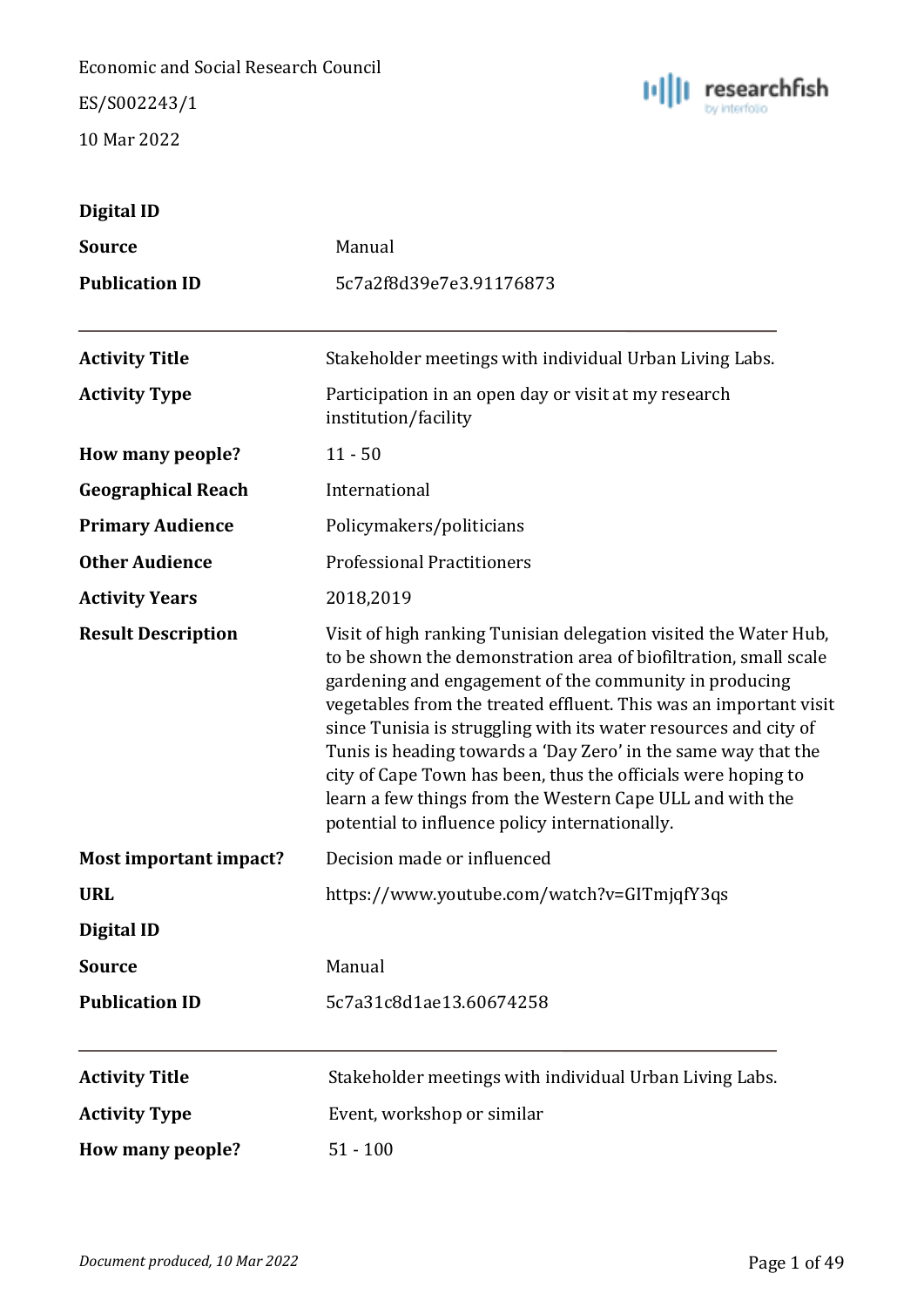| | |
|---|---|
| **Digital ID** | |
| **Source** | Manual |
| **Publication ID** | 5c7a2f8d39e7e3.91176873 |

---

| | |
|---|---|
| **Activity Title** | Stakeholder meetings with individual Urban Living Labs. |
| **Activity Type** | Participation in an open day or visit at my research institution/facility |
| **How many people?** | 11 - 50 |
| **Geographical Reach** | International |
| **Primary Audience** | Policymakers/politicians |
| **Other Audience** | Professional Practitioners |
| **Activity Years** | 2018,2019 |
| **Result Description** | Visit of high ranking Tunisian delegation visited the Water Hub, to be shown the demonstration area of biofiltration, small scale gardening and engagement of the community in producing vegetables from the treated effluent. This was an important visit since Tunisia is struggling with its water resources and city of Tunis is heading towards a 'Day Zero' in the same way that the city of Cape Town has been, thus the officials were hoping to learn a few things from the Western Cape ULL and with the potential to influence policy internationally. |
| **Most important impact?** | Decision made or influenced |
| **URL** | https://www.youtube.com/watch?v=GITmjqfY3qs |
| **Digital ID** | |
| **Source** | Manual |
| **Publication ID** | 5c7a31c8d1ae13.60674258 |

---

| | |
|---|---|
| **Activity Title** | Stakeholder meetings with individual Urban Living Labs. |
| **Activity Type** | Event, workshop or similar |
| **How many people?** | 51 - 100 |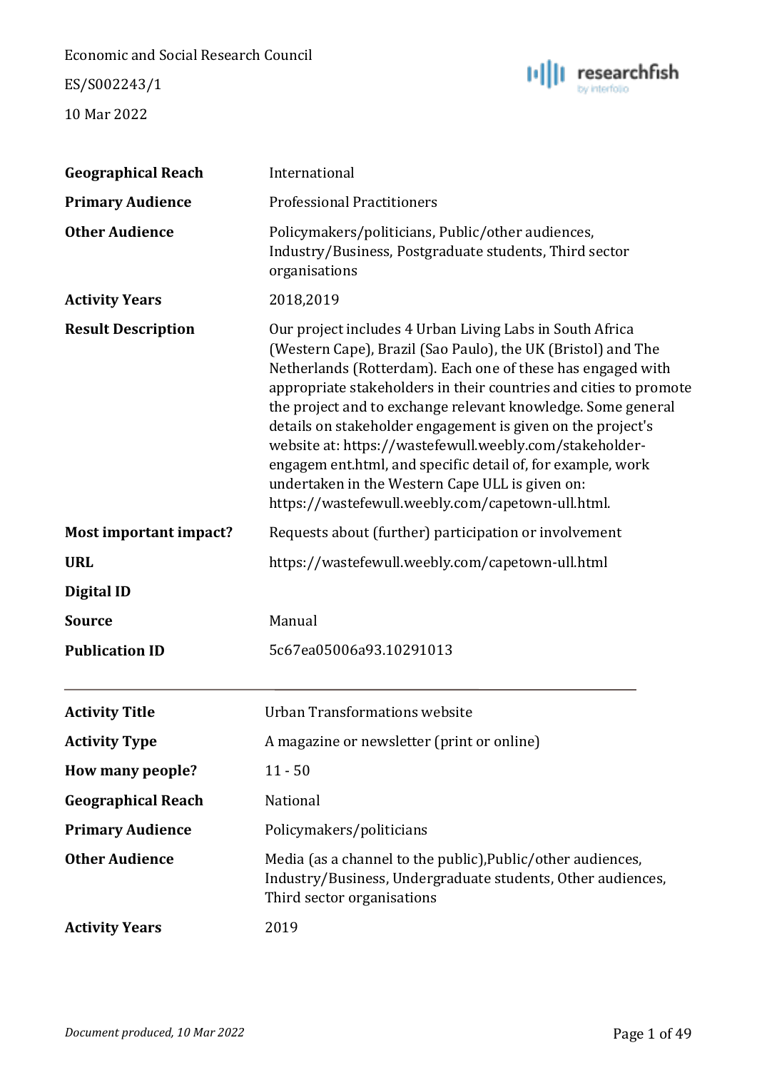| | |
|---|---|
| **Geographical Reach** | International |
| **Primary Audience** | Professional Practitioners |
| **Other Audience** | Policymakers/politicians, Public/other audiences, Industry/Business, Postgraduate students, Third sector organisations |
| **Activity Years** | 2018,2019 |
| **Result Description** | Our project includes 4 Urban Living Labs in South Africa (Western Cape), Brazil (Sao Paulo), the UK (Bristol) and The Netherlands (Rotterdam). Each one of these has engaged with appropriate stakeholders in their countries and cities to promote the project and to exchange relevant knowledge. Some general details on stakeholder engagement is given on the project's website at: https://wastefewull.weebly.com/stakeholder-engagem ent.html, and specific detail of, for example, work undertaken in the Western Cape ULL is given on: https://wastefewull.weebly.com/capetown-ull.html. |
| **Most important impact?** | Requests about (further) participation or involvement |
| **URL** | https://wastefewull.weebly.com/capetown-ull.html |
| **Digital ID** | |
| **Source** | Manual |
| **Publication ID** | 5c67ea05006a93.10291013 |

---

| | |
|---|---|
| **Activity Title** | Urban Transformations website |
| **Activity Type** | A magazine or newsletter (print or online) |
| **How many people?** | 11 - 50 |
| **Geographical Reach** | National |
| **Primary Audience** | Policymakers/politicians |
| **Other Audience** | Media (as a channel to the public),Public/other audiences, Industry/Business, Undergraduate students, Other audiences, Third sector organisations |
| **Activity Years** | 2019 |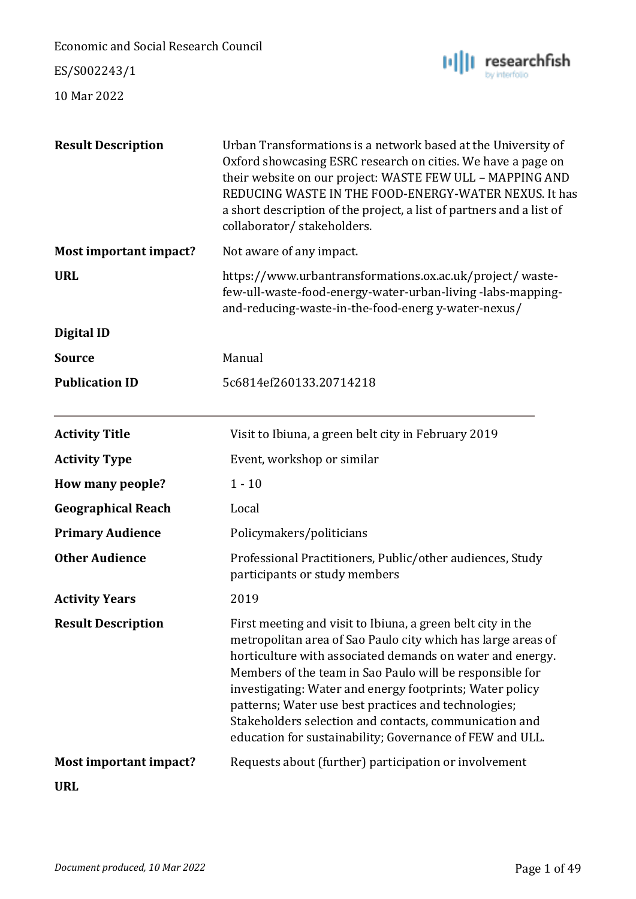Economic and Social Research Council

ES/S002243/1

10 Mar 2022

| | |
|---|---|
| **Result Description** | Urban Transformations is a network based at the University of Oxford showcasing ESRC research on cities. We have a page on their website on our project: WASTE FEW ULL – MAPPING AND REDUCING WASTE IN THE FOOD-ENERGY-WATER NEXUS. It has a short description of the project, a list of partners and a list of collaborator/ stakeholders. |
| **Most important impact?** | Not aware of any impact. |
| **URL** | https://www.urbantransformations.ox.ac.uk/project/ waste-few-ull-waste-food-energy-water-urban-living -labs-mapping-and-reducing-waste-in-the-food-energ y-water-nexus/ |
| **Digital ID** | |
| **Source** | Manual |
| **Publication ID** | 5c6814ef260133.20714218 |

---

| | |
|---|---|
| **Activity Title** | Visit to Ibiuna, a green belt city in February 2019 |
| **Activity Type** | Event, workshop or similar |
| **How many people?** | 1 - 10 |
| **Geographical Reach** | Local |
| **Primary Audience** | Policymakers/politicians |
| **Other Audience** | Professional Practitioners, Public/other audiences, Study participants or study members |
| **Activity Years** | 2019 |
| **Result Description** | First meeting and visit to Ibiuna, a green belt city in the metropolitan area of Sao Paulo city which has large areas of horticulture with associated demands on water and energy. Members of the team in Sao Paulo will be responsible for investigating: Water and energy footprints; Water policy patterns; Water use best practices and technologies; Stakeholders selection and contacts, communication and education for sustainability; Governance of FEW and ULL. |
| **Most important impact?** | Requests about (further) participation or involvement |
| **URL** | |

*Document produced, 10 Mar 2022*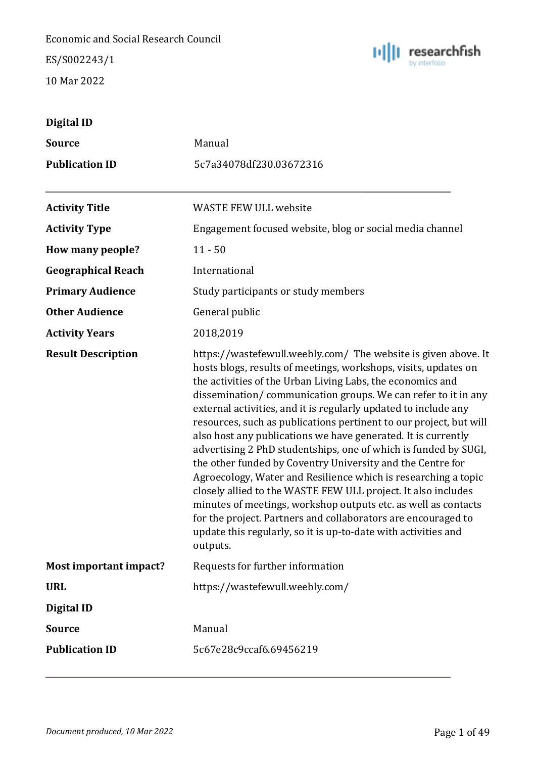Economic and Social Research Council

ES/S002243/1

10 Mar 2022

| | |
|---|---|
| **Digital ID** | |
| **Source** | Manual |
| **Publication ID** | 5c7a34078df230.03672316 |

| | |
|---|---|
| **Activity Title** | WASTE FEW ULL website |
| **Activity Type** | Engagement focused website, blog or social media channel |
| **How many people?** | 11 - 50 |
| **Geographical Reach** | International |
| **Primary Audience** | Study participants or study members |
| **Other Audience** | General public |
| **Activity Years** | 2018,2019 |
| **Result Description** | https://wastefewull.weebly.com/ The website is given above. It hosts blogs, results of meetings, workshops, visits, updates on the activities of the Urban Living Labs, the economics and dissemination/ communication groups. We can refer to it in any external activities, and it is regularly updated to include any resources, such as publications pertinent to our project, but will also host any publications we have generated. It is currently advertising 2 PhD studentships, one of which is funded by SUGI, the other funded by Coventry University and the Centre for Agroecology, Water and Resilience which is researching a topic closely allied to the WASTE FEW ULL project. It also includes minutes of meetings, workshop outputs etc. as well as contacts for the project. Partners and collaborators are encouraged to update this regularly, so it is up-to-date with activities and outputs. |
| **Most important impact?** | Requests for further information |
| **URL** | https://wastefewull.weebly.com/ |
| **Digital ID** | |
| **Source** | Manual |
| **Publication ID** | 5c67e28c9ccaf6.69456219 |

*Document produced, 10 Mar 2022*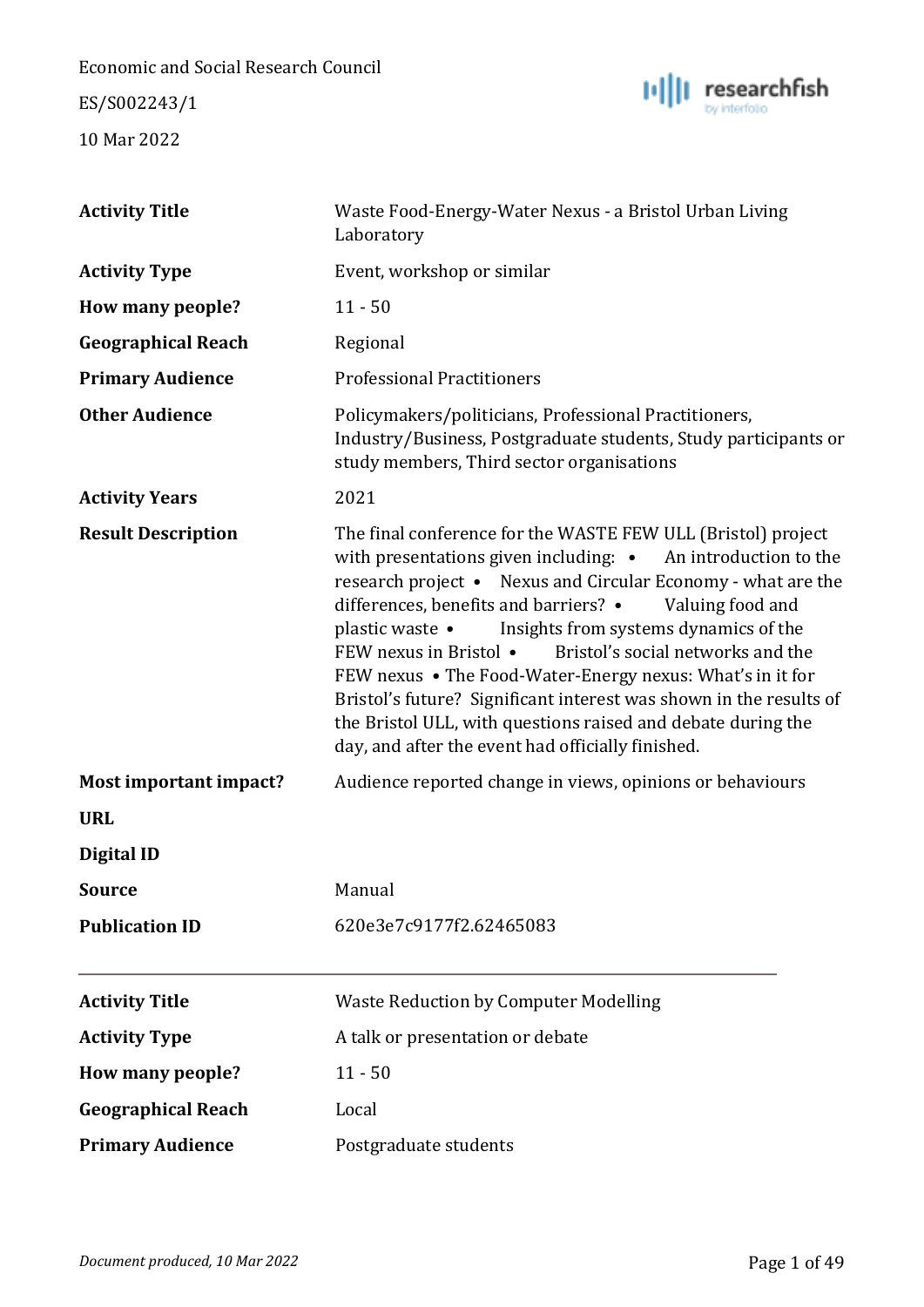Economic and Social Research Council

ES/S002243/1

10 Mar 2022

| | |
|---|---|
| **Activity Title** | Waste Food-Energy-Water Nexus - a Bristol Urban Living Laboratory |
| **Activity Type** | Event, workshop or similar |
| **How many people?** | 11 - 50 |
| **Geographical Reach** | Regional |
| **Primary Audience** | Professional Practitioners |
| **Other Audience** | Policymakers/politicians, Professional Practitioners, Industry/Business, Postgraduate students, Study participants or study members, Third sector organisations |
| **Activity Years** | 2021 |
| **Result Description** | The final conference for the WASTE FEW ULL (Bristol) project with presentations given including: • An introduction to the research project • Nexus and Circular Economy - what are the differences, benefits and barriers? • Valuing food and plastic waste • Insights from systems dynamics of the FEW nexus in Bristol • Bristol's social networks and the FEW nexus • The Food-Water-Energy nexus: What's in it for Bristol's future? Significant interest was shown in the results of the Bristol ULL, with questions raised and debate during the day, and after the event had officially finished. |
| **Most important impact?** | Audience reported change in views, opinions or behaviours |
| **URL** | |
| **Digital ID** | |
| **Source** | Manual |
| **Publication ID** | 620e3e7c9177f2.62465083 |

---

| | |
|---|---|
| **Activity Title** | Waste Reduction by Computer Modelling |
| **Activity Type** | A talk or presentation or debate |
| **How many people?** | 11 - 50 |
| **Geographical Reach** | Local |
| **Primary Audience** | Postgraduate students |

*Document produced, 10 Mar 2022*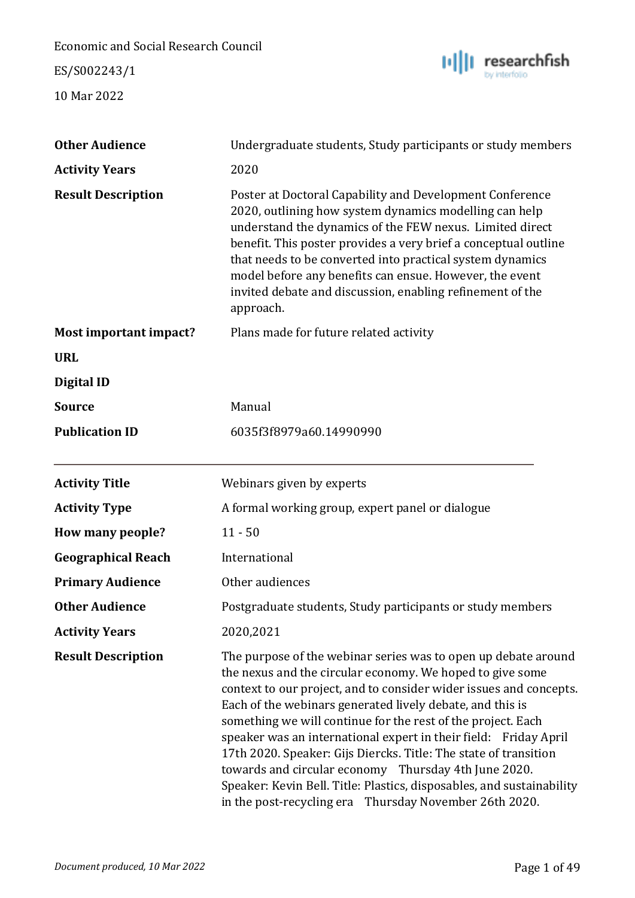| | |
|---|---|
| **Other Audience** | Undergraduate students, Study participants or study members |
| **Activity Years** | 2020 |
| **Result Description** | Poster at Doctoral Capability and Development Conference 2020, outlining how system dynamics modelling can help understand the dynamics of the FEW nexus. Limited direct benefit. This poster provides a very brief a conceptual outline that needs to be converted into practical system dynamics model before any benefits can ensue. However, the event invited debate and discussion, enabling refinement of the approach. |
| **Most important impact?** | Plans made for future related activity |
| **URL** | |
| **Digital ID** | |
| **Source** | Manual |
| **Publication ID** | 6035f3f8979a60.14990990 |

---

| | |
|---|---|
| **Activity Title** | Webinars given by experts |
| **Activity Type** | A formal working group, expert panel or dialogue |
| **How many people?** | 11 - 50 |
| **Geographical Reach** | International |
| **Primary Audience** | Other audiences |
| **Other Audience** | Postgraduate students, Study participants or study members |
| **Activity Years** | 2020,2021 |
| **Result Description** | The purpose of the webinar series was to open up debate around the nexus and the circular economy. We hoped to give some context to our project, and to consider wider issues and concepts. Each of the webinars generated lively debate, and this is something we will continue for the rest of the project. Each speaker was an international expert in their field: Friday April 17th 2020. Speaker: Gijs Diercks. Title: The state of transition towards and circular economy Thursday 4th June 2020. Speaker: Kevin Bell. Title: Plastics, disposables, and sustainability in the post-recycling era Thursday November 26th 2020. |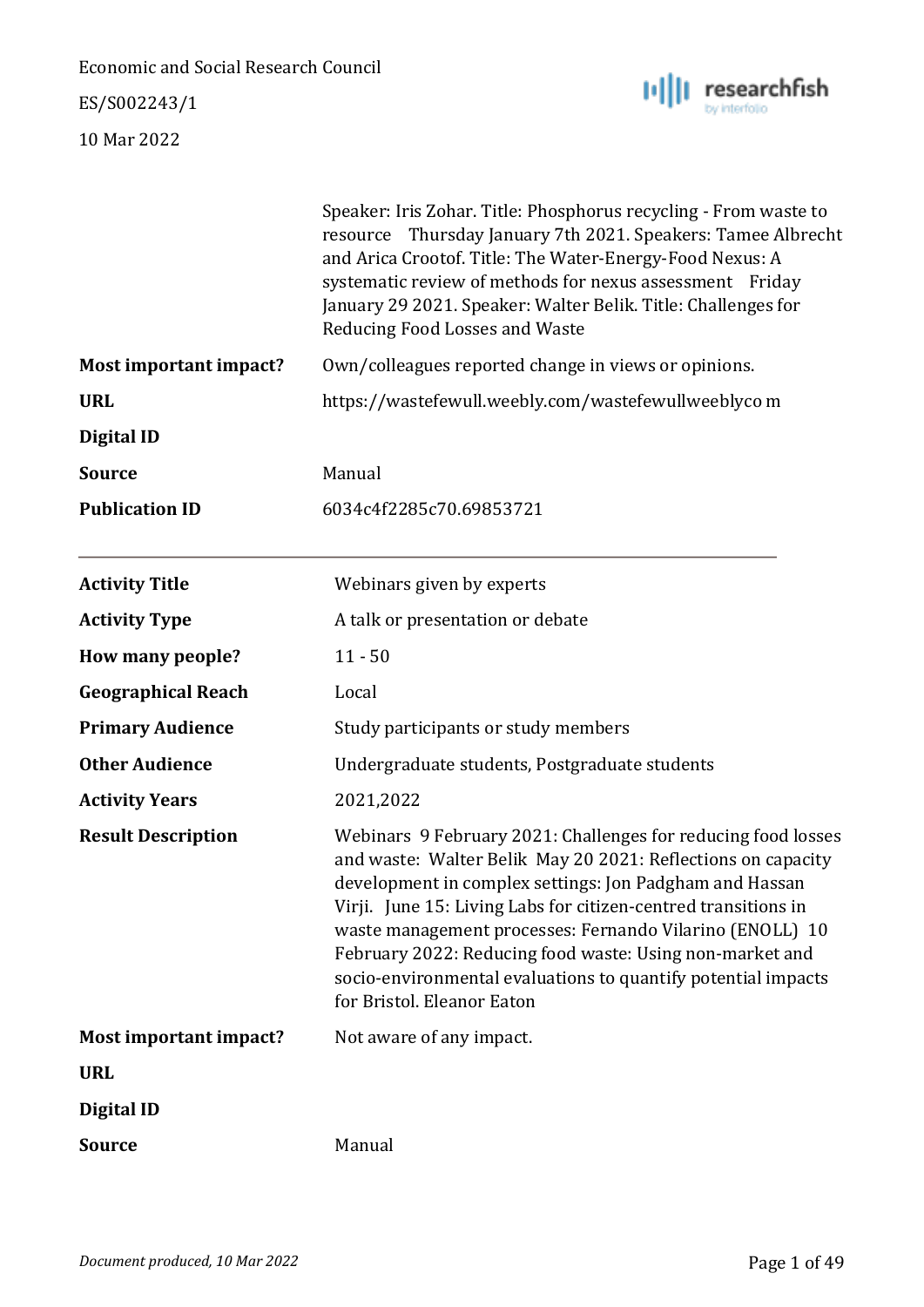| | |
|---|---|
| | Speaker: Iris Zohar. Title: Phosphorus recycling - From waste to resource   Thursday January 7th 2021. Speakers: Tamee Albrecht and Arica Crootof. Title: The Water-Energy-Food Nexus: A systematic review of methods for nexus assessment   Friday January 29 2021. Speaker: Walter Belik. Title: Challenges for Reducing Food Losses and Waste |
| **Most important impact?** | Own/colleagues reported change in views or opinions. |
| **URL** | https://wastefewull.weebly.com/wastefewullweeblyco m |
| **Digital ID** | |
| **Source** | Manual |
| **Publication ID** | 6034c4f2285c70.69853721 |

---

| | |
|---|---|
| **Activity Title** | Webinars given by experts |
| **Activity Type** | A talk or presentation or debate |
| **How many people?** | 11 - 50 |
| **Geographical Reach** | Local |
| **Primary Audience** | Study participants or study members |
| **Other Audience** | Undergraduate students, Postgraduate students |
| **Activity Years** | 2021,2022 |
| **Result Description** | Webinars  9 February 2021: Challenges for reducing food losses and waste:  Walter Belik  May 20 2021: Reflections on capacity development in complex settings: Jon Padgham and Hassan Virji.   June 15: Living Labs for citizen-centred transitions in waste management processes: Fernando Vilarino (ENOLL)  10 February 2022: Reducing food waste: Using non-market and socio-environmental evaluations to quantify potential impacts for Bristol. Eleanor Eaton |
| **Most important impact?** | Not aware of any impact. |
| **URL** | |
| **Digital ID** | |
| **Source** | Manual |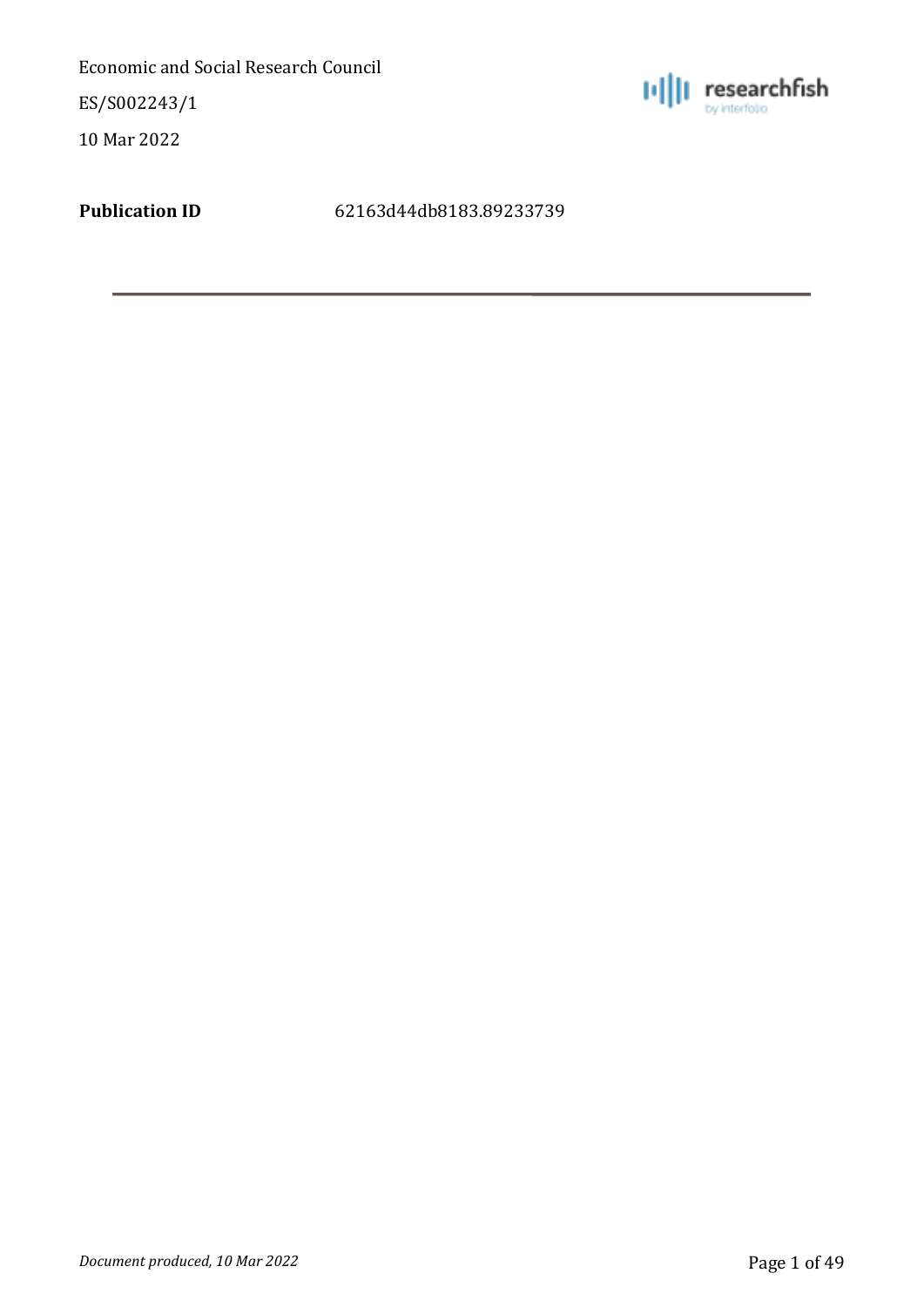Economic and Social Research Council

ES/S002243/1

10 Mar 2022

**Publication ID** 62163d44db8183.89233739